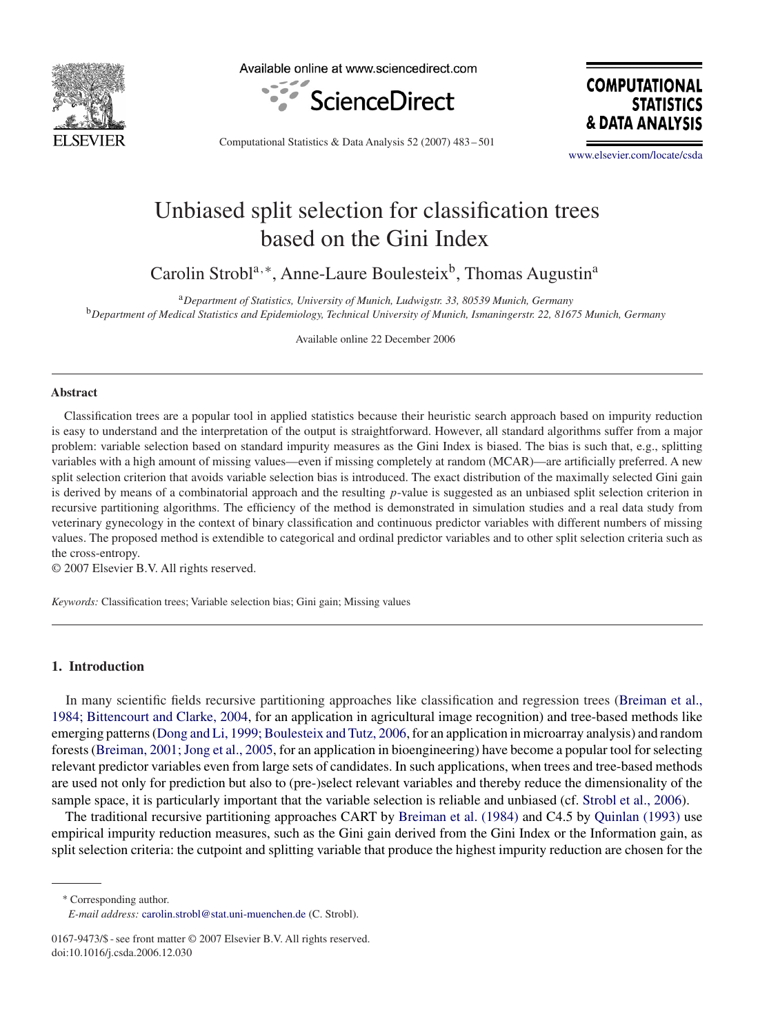# Unbiased split selection for classification trees based on the Gini Index

Carolin Strobl[a,*], Anne-Laure Boulesteix[b], Thomas Augustin[a]

[a] *Department of Statistics, University of Munich, Ludwigstr. 33, 80539 Munich, Germany*
[b] *Department of Medical Statistics and Epidemiology, Technical University of Munich, Ismaningerstr. 22, 81675 Munich, Germany*

Available online 22 December 2006

## Abstract

Classification trees are a popular tool in applied statistics because their heuristic search approach based on impurity reduction is easy to understand and the interpretation of the output is straightforward. However, all standard algorithms suffer from a major problem: variable selection based on standard impurity measures as the Gini Index is biased. The bias is such that, e.g., splitting variables with a high amount of missing values—even if missing completely at random (MCAR)—are artificially preferred. A new split selection criterion that avoids variable selection bias is introduced. The exact distribution of the maximally selected Gini gain is derived by means of a combinatorial approach and the resulting $p$-value is suggested as an unbiased split selection criterion in recursive partitioning algorithms. The efficiency of the method is demonstrated in simulation studies and a real data study from veterinary gynecology in the context of binary classification and continuous predictor variables with different numbers of missing values. The proposed method is extendible to categorical and ordinal predictor variables and to other split selection criteria such as the cross-entropy.

© 2007 Elsevier B.V. All rights reserved.

*Keywords:* Classification trees; Variable selection bias; Gini gain; Missing values

## 1. Introduction

In many scientific fields recursive partitioning approaches like classification and regression trees (Breiman et al., 1984; Bittencourt and Clarke, 2004, for an application in agricultural image recognition) and tree-based methods like emerging patterns (Dong and Li, 1999; Boulesteix and Tutz, 2006, for an application in microarray analysis) and random forests (Breiman, 2001; Jong et al., 2005, for an application in bioengineering) have become a popular tool for selecting relevant predictor variables even from large sets of candidates. In such applications, when trees and tree-based methods are used not only for prediction but also to (pre-)select relevant variables and thereby reduce the dimensionality of the sample space, it is particularly important that the variable selection is reliable and unbiased (cf. Strobl et al., 2006).

The traditional recursive partitioning approaches CART by Breiman et al. (1984) and C4.5 by Quinlan (1993) use empirical impurity reduction measures, such as the Gini gain derived from the Gini Index or the Information gain, as split selection criteria: the cutpoint and splitting variable that produce the highest impurity reduction are chosen for the

* Corresponding author.
*E-mail address:* carolin.strobl@stat.uni-muenchen.de (C. Strobl).

0167-9473/$ - see front matter © 2007 Elsevier B.V. All rights reserved.
doi:10.1016/j.csda.2006.12.030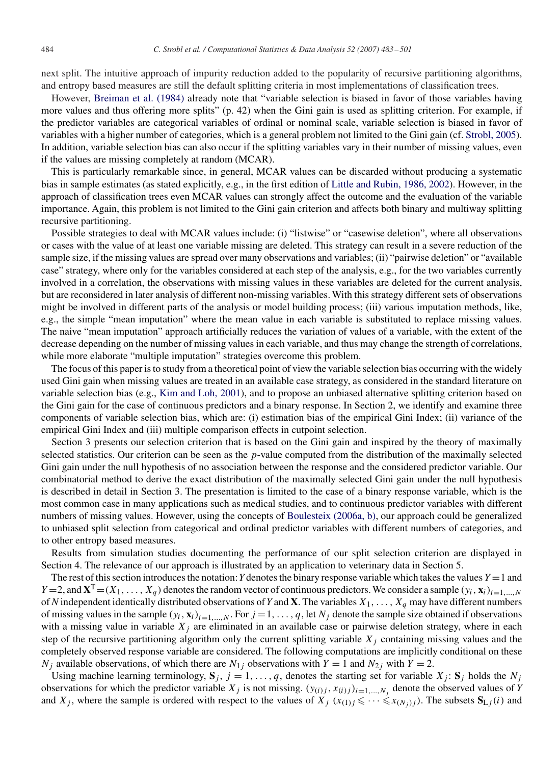next split. The intuitive approach of impurity reduction added to the popularity of recursive partitioning algorithms, and entropy based measures are still the default splitting criteria in most implementations of classification trees.

However, Breiman et al. (1984) already note that "variable selection is biased in favor of those variables having more values and thus offering more splits" (p. 42) when the Gini gain is used as splitting criterion. For example, if the predictor variables are categorical variables of ordinal or nominal scale, variable selection is biased in favor of variables with a higher number of categories, which is a general problem not limited to the Gini gain (cf. Strobl, 2005). In addition, variable selection bias can also occur if the splitting variables vary in their number of missing values, even if the values are missing completely at random (MCAR).

This is particularly remarkable since, in general, MCAR values can be discarded without producing a systematic bias in sample estimates (as stated explicitly, e.g., in the first edition of Little and Rubin, 1986, 2002). However, in the approach of classification trees even MCAR values can strongly affect the outcome and the evaluation of the variable importance. Again, this problem is not limited to the Gini gain criterion and affects both binary and multiway splitting recursive partitioning.

Possible strategies to deal with MCAR values include: (i) "listwise" or "casewise deletion", where all observations or cases with the value of at least one variable missing are deleted. This strategy can result in a severe reduction of the sample size, if the missing values are spread over many observations and variables; (ii) "pairwise deletion" or "available case" strategy, where only for the variables considered at each step of the analysis, e.g., for the two variables currently involved in a correlation, the observations with missing values in these variables are deleted for the current analysis, but are reconsidered in later analysis of different non-missing variables. With this strategy different sets of observations might be involved in different parts of the analysis or model building process; (iii) various imputation methods, like, e.g., the simple "mean imputation" where the mean value in each variable is substituted to replace missing values. The naive "mean imputation" approach artificially reduces the variation of values of a variable, with the extent of the decrease depending on the number of missing values in each variable, and thus may change the strength of correlations, while more elaborate "multiple imputation" strategies overcome this problem.

The focus of this paper is to study from a theoretical point of view the variable selection bias occurring with the widely used Gini gain when missing values are treated in an available case strategy, as considered in the standard literature on variable selection bias (e.g., Kim and Loh, 2001), and to propose an unbiased alternative splitting criterion based on the Gini gain for the case of continuous predictors and a binary response. In Section 2, we identify and examine three components of variable selection bias, which are: (i) estimation bias of the empirical Gini Index; (ii) variance of the empirical Gini Index and (iii) multiple comparison effects in cutpoint selection.

Section 3 presents our selection criterion that is based on the Gini gain and inspired by the theory of maximally selected statistics. Our criterion can be seen as the $p$-value computed from the distribution of the maximally selected Gini gain under the null hypothesis of no association between the response and the considered predictor variable. Our combinatorial method to derive the exact distribution of the maximally selected Gini gain under the null hypothesis is described in detail in Section 3. The presentation is limited to the case of a binary response variable, which is the most common case in many applications such as medical studies, and to continuous predictor variables with different numbers of missing values. However, using the concepts of Boulesteix (2006a, b), our approach could be generalized to unbiased split selection from categorical and ordinal predictor variables with different numbers of categories, and to other entropy based measures.

Results from simulation studies documenting the performance of our split selection criterion are displayed in Section 4. The relevance of our approach is illustrated by an application to veterinary data in Section 5.

The rest of this section introduces the notation: $Y$ denotes the binary response variable which takes the values $Y=1$ and $Y=2$, and $\mathbf{X}^{\mathrm{T}}=(X_1,\ldots,X_q)$ denotes the random vector of continuous predictors. We consider a sample $(y_i,\mathbf{x}_i)_{i=1,\ldots,N}$ of $N$ independent identically distributed observations of $Y$ and $\mathbf{X}$. The variables $X_1,\ldots,X_q$ may have different numbers of missing values in the sample $(y_i,\mathbf{x}_i)_{i=1,\ldots,N}$. For $j=1,\ldots,q$, let $N_j$ denote the sample size obtained if observations with a missing value in variable $X_j$ are eliminated in an available case or pairwise deletion strategy, where in each step of the recursive partitioning algorithm only the current splitting variable $X_j$ containing missing values and the completely observed response variable are considered. The following computations are implicitly conditional on these $N_j$ available observations, of which there are $N_{1j}$ observations with $Y=1$ and $N_{2j}$ with $Y=2$.

Using machine learning terminology, $\mathbf{S}_j$, $j=1,\ldots,q$, denotes the starting set for variable $X_j$: $\mathbf{S}_j$ holds the $N_j$ observations for which the predictor variable $X_j$ is not missing. $(y_{(i)j},x_{(i)j})_{i=1,\ldots,N_j}$ denote the observed values of $Y$ and $X_j$, where the sample is ordered with respect to the values of $X_j$ $(x_{(1)j}\leqslant\cdots\leqslant x_{(N_j)j})$. The subsets $\mathbf{S}_{\mathrm{L}j}(i)$ and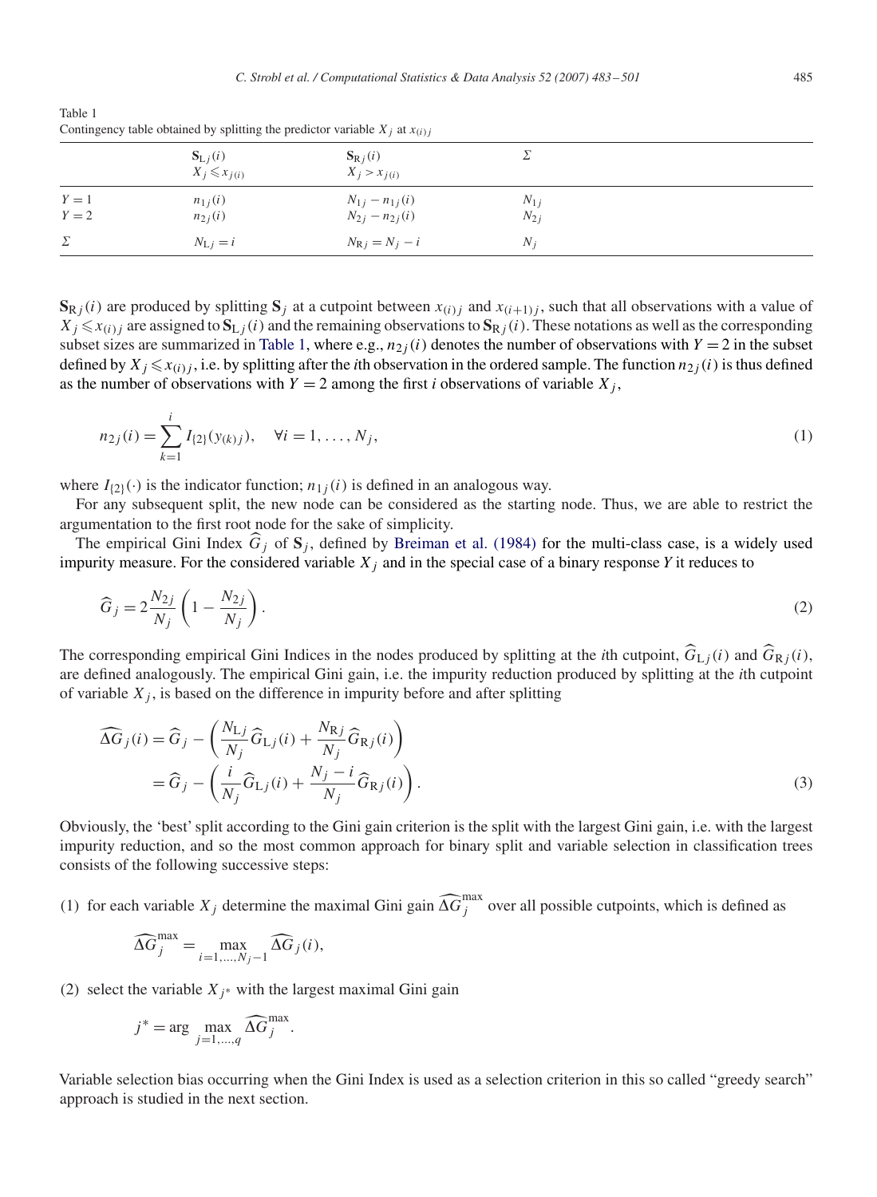Table 1
Contingency table obtained by splitting the predictor variable $X_j$ at $x_{(i)j}$

| | $\mathbf{S}_{\mathrm{L}j}(i)$ $X_j \leqslant x_{j(i)}$ | $\mathbf{S}_{\mathrm{R}j}(i)$ $X_j > x_{j(i)}$ | $\Sigma$ |
|---|---|---|---|
| $Y=1$ | $n_{1j}(i)$ | $N_{1j} - n_{1j}(i)$ | $N_{1j}$ |
| $Y=2$ | $n_{2j}(i)$ | $N_{2j} - n_{2j}(i)$ | $N_{2j}$ |
| $\Sigma$ | $N_{\mathrm{L}j} = i$ | $N_{\mathrm{R}j} = N_j - i$ | $N_j$ |

$\mathbf{S}_{\mathrm{R}j}(i)$ are produced by splitting $\mathbf{S}_j$ at a cutpoint between $x_{(i)j}$ and $x_{(i+1)j}$, such that all observations with a value of $X_j \leqslant x_{(i)j}$ are assigned to $\mathbf{S}_{\mathrm{L}j}(i)$ and the remaining observations to $\mathbf{S}_{\mathrm{R}j}(i)$. These notations as well as the corresponding subset sizes are summarized in Table 1, where e.g., $n_{2j}(i)$ denotes the number of observations with $Y=2$ in the subset defined by $X_j \leqslant x_{(i)j}$, i.e. by splitting after the $i$th observation in the ordered sample. The function $n_{2j}(i)$ is thus defined as the number of observations with $Y=2$ among the first $i$ observations of variable $X_j$,

$$n_{2j}(i) = \sum_{k=1}^{i} I_{\{2\}}(y_{(k)j}), \quad \forall i = 1, \ldots, N_j, \tag{1}$$

where $I_{\{2\}}(\cdot)$ is the indicator function; $n_{1j}(i)$ is defined in an analogous way.

For any subsequent split, the new node can be considered as the starting node. Thus, we are able to restrict the argumentation to the first root node for the sake of simplicity.

The empirical Gini Index $\widehat{G}_j$ of $\mathbf{S}_j$, defined by Breiman et al. (1984) for the multi-class case, is a widely used impurity measure. For the considered variable $X_j$ and in the special case of a binary response $Y$ it reduces to

$$\widehat{G}_j = 2\frac{N_{2j}}{N_j}\left(1 - \frac{N_{2j}}{N_j}\right). \tag{2}$$

The corresponding empirical Gini Indices in the nodes produced by splitting at the $i$th cutpoint, $\widehat{G}_{\mathrm{L}j}(i)$ and $\widehat{G}_{\mathrm{R}j}(i)$, are defined analogously. The empirical Gini gain, i.e. the impurity reduction produced by splitting at the $i$th cutpoint of variable $X_j$, is based on the difference in impurity before and after splitting

$$\begin{aligned}
\widehat{\Delta G}_j(i) &= \widehat{G}_j - \left(\frac{N_{\mathrm{L}j}}{N_j}\widehat{G}_{\mathrm{L}j}(i) + \frac{N_{\mathrm{R}j}}{N_j}\widehat{G}_{\mathrm{R}j}(i)\right) \\
&= \widehat{G}_j - \left(\frac{i}{N_j}\widehat{G}_{\mathrm{L}j}(i) + \frac{N_j - i}{N_j}\widehat{G}_{\mathrm{R}j}(i)\right).
\end{aligned} \tag{3}$$

Obviously, the 'best' split according to the Gini gain criterion is the split with the largest Gini gain, i.e. with the largest impurity reduction, and so the most common approach for binary split and variable selection in classification trees consists of the following successive steps:

(1) for each variable $X_j$ determine the maximal Gini gain $\widehat{\Delta G}_j^{\max}$ over all possible cutpoints, which is defined as

$$\widehat{\Delta G}_j^{\max} = \max_{i=1,\ldots,N_j-1} \widehat{\Delta G}_j(i),$$

(2) select the variable $X_{j^*}$ with the largest maximal Gini gain

$$j^* = \arg \max_{j=1,\ldots,q} \widehat{\Delta G}_j^{\max}.$$

Variable selection bias occurring when the Gini Index is used as a selection criterion in this so called "greedy search" approach is studied in the next section.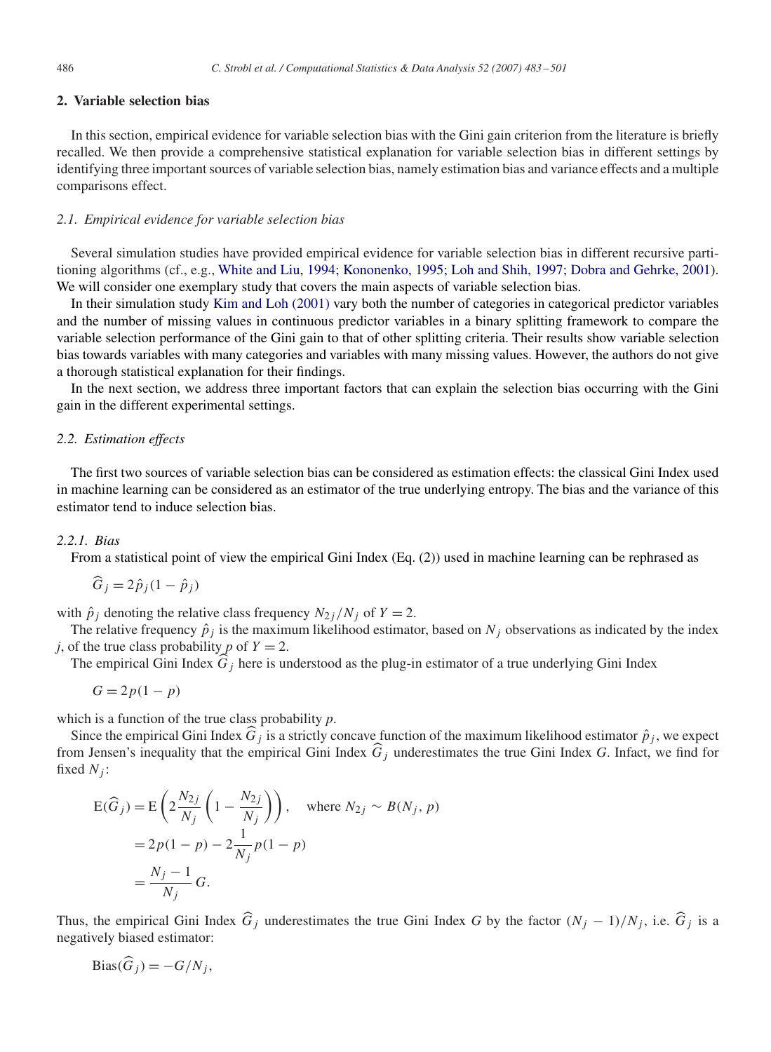## 2. Variable selection bias

In this section, empirical evidence for variable selection bias with the Gini gain criterion from the literature is briefly recalled. We then provide a comprehensive statistical explanation for variable selection bias in different settings by identifying three important sources of variable selection bias, namely estimation bias and variance effects and a multiple comparisons effect.

### 2.1. Empirical evidence for variable selection bias

Several simulation studies have provided empirical evidence for variable selection bias in different recursive partitioning algorithms (cf., e.g., White and Liu, 1994; Kononenko, 1995; Loh and Shih, 1997; Dobra and Gehrke, 2001). We will consider one exemplary study that covers the main aspects of variable selection bias.

In their simulation study Kim and Loh (2001) vary both the number of categories in categorical predictor variables and the number of missing values in continuous predictor variables in a binary splitting framework to compare the variable selection performance of the Gini gain to that of other splitting criteria. Their results show variable selection bias towards variables with many categories and variables with many missing values. However, the authors do not give a thorough statistical explanation for their findings.

In the next section, we address three important factors that can explain the selection bias occurring with the Gini gain in the different experimental settings.

### 2.2. Estimation effects

The first two sources of variable selection bias can be considered as estimation effects: the classical Gini Index used in machine learning can be considered as an estimator of the true underlying entropy. The bias and the variance of this estimator tend to induce selection bias.

#### 2.2.1. Bias

From a statistical point of view the empirical Gini Index (Eq. (2)) used in machine learning can be rephrased as

$$\widehat{G}_j = 2\hat{p}_j(1 - \hat{p}_j)$$

with $\hat{p}_j$ denoting the relative class frequency $N_{2j}/N_j$ of $Y = 2$.

The relative frequency $\hat{p}_j$ is the maximum likelihood estimator, based on $N_j$ observations as indicated by the index $j$, of the true class probability $p$ of $Y = 2$.

The empirical Gini Index $\widehat{G}_j$ here is understood as the plug-in estimator of a true underlying Gini Index

$$G = 2p(1 - p)$$

which is a function of the true class probability $p$.

Since the empirical Gini Index $\widehat{G}_j$ is a strictly concave function of the maximum likelihood estimator $\hat{p}_j$, we expect from Jensen's inequality that the empirical Gini Index $\widehat{G}_j$ underestimates the true Gini Index $G$. Infact, we find for fixed $N_j$:

$$\begin{aligned}
\mathrm{E}(\widehat{G}_j) &= \mathrm{E}\left(2\frac{N_{2j}}{N_j}\left(1 - \frac{N_{2j}}{N_j}\right)\right), \quad \text{where } N_{2j} \sim B(N_j, p) \\
&= 2p(1-p) - 2\frac{1}{N_j}p(1-p) \\
&= \frac{N_j - 1}{N_j}\,G.
\end{aligned}$$

Thus, the empirical Gini Index $\widehat{G}_j$ underestimates the true Gini Index $G$ by the factor $(N_j - 1)/N_j$, i.e. $\widehat{G}_j$ is a negatively biased estimator:

$$\mathrm{Bias}(\widehat{G}_j) = -G/N_j,$$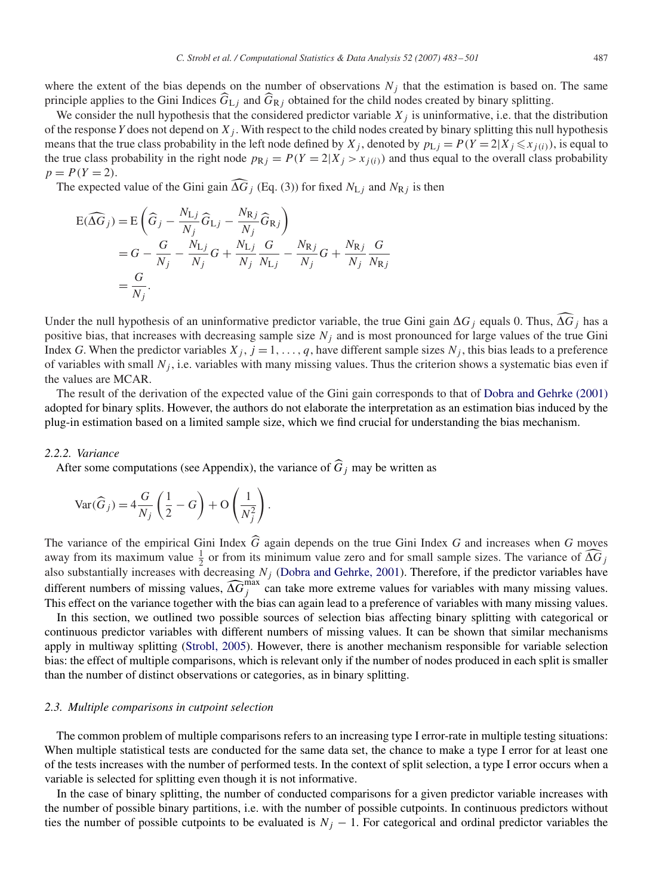where the extent of the bias depends on the number of observations $N_j$ that the estimation is based on. The same principle applies to the Gini Indices $\widehat{G}_{\mathrm{L}j}$ and $\widehat{G}_{\mathrm{R}j}$ obtained for the child nodes created by binary splitting.

We consider the null hypothesis that the considered predictor variable $X_j$ is uninformative, i.e. that the distribution of the response $Y$ does not depend on $X_j$. With respect to the child nodes created by binary splitting this null hypothesis means that the true class probability in the left node defined by $X_j$, denoted by $p_{\mathrm{L}j} = P(Y = 2|X_j \leqslant x_{j(i)})$, is equal to the true class probability in the right node $p_{\mathrm{R}j} = P(Y = 2|X_j > x_{j(i)})$ and thus equal to the overall class probability $p = P(Y = 2)$.

The expected value of the Gini gain $\widehat{\Delta G}_j$ (Eq. (3)) for fixed $N_{\mathrm{L}j}$ and $N_{\mathrm{R}j}$ is then

$$
\begin{aligned}
\mathrm{E}(\widehat{\Delta G}_j) &= \mathrm{E}\left(\widehat{G}_j - \frac{N_{\mathrm{L}j}}{N_j}\widehat{G}_{\mathrm{L}j} - \frac{N_{\mathrm{R}j}}{N_j}\widehat{G}_{\mathrm{R}j}\right) \\
&= G - \frac{G}{N_j} - \frac{N_{\mathrm{L}j}}{N_j}G + \frac{N_{\mathrm{L}j}}{N_j}\frac{G}{N_{\mathrm{L}j}} - \frac{N_{\mathrm{R}j}}{N_j}G + \frac{N_{\mathrm{R}j}}{N_j}\frac{G}{N_{\mathrm{R}j}} \\
&= \frac{G}{N_j}.
\end{aligned}
$$

Under the null hypothesis of an uninformative predictor variable, the true Gini gain $\Delta G_j$ equals 0. Thus, $\widehat{\Delta G}_j$ has a positive bias, that increases with decreasing sample size $N_j$ and is most pronounced for large values of the true Gini Index $G$. When the predictor variables $X_j$, $j = 1, \ldots, q$, have different sample sizes $N_j$, this bias leads to a preference of variables with small $N_j$, i.e. variables with many missing values. Thus the criterion shows a systematic bias even if the values are MCAR.

The result of the derivation of the expected value of the Gini gain corresponds to that of Dobra and Gehrke (2001) adopted for binary splits. However, the authors do not elaborate the interpretation as an estimation bias induced by the plug-in estimation based on a limited sample size, which we find crucial for understanding the bias mechanism.

### 2.2.2. Variance

After some computations (see Appendix), the variance of $\widehat{G}_j$ may be written as

$$
\mathrm{Var}(\widehat{G}_j) = 4\frac{G}{N_j}\left(\frac{1}{2} - G\right) + \mathrm{O}\left(\frac{1}{N_j^2}\right).
$$

The variance of the empirical Gini Index $\widehat{G}$ again depends on the true Gini Index $G$ and increases when $G$ moves away from its maximum value $\frac{1}{2}$ or from its minimum value zero and for small sample sizes. The variance of $\widehat{\Delta G}_j$ also substantially increases with decreasing $N_j$ (Dobra and Gehrke, 2001). Therefore, if the predictor variables have different numbers of missing values, $\widehat{\Delta G}_j^{\max}$ can take more extreme values for variables with many missing values. This effect on the variance together with the bias can again lead to a preference of variables with many missing values.

In this section, we outlined two possible sources of selection bias affecting binary splitting with categorical or continuous predictor variables with different numbers of missing values. It can be shown that similar mechanisms apply in multiway splitting (Strobl, 2005). However, there is another mechanism responsible for variable selection bias: the effect of multiple comparisons, which is relevant only if the number of nodes produced in each split is smaller than the number of distinct observations or categories, as in binary splitting.

## 2.3. Multiple comparisons in cutpoint selection

The common problem of multiple comparisons refers to an increasing type I error-rate in multiple testing situations: When multiple statistical tests are conducted for the same data set, the chance to make a type I error for at least one of the tests increases with the number of performed tests. In the context of split selection, a type I error occurs when a variable is selected for splitting even though it is not informative.

In the case of binary splitting, the number of conducted comparisons for a given predictor variable increases with the number of possible binary partitions, i.e. with the number of possible cutpoints. In continuous predictors without ties the number of possible cutpoints to be evaluated is $N_j - 1$. For categorical and ordinal predictor variables the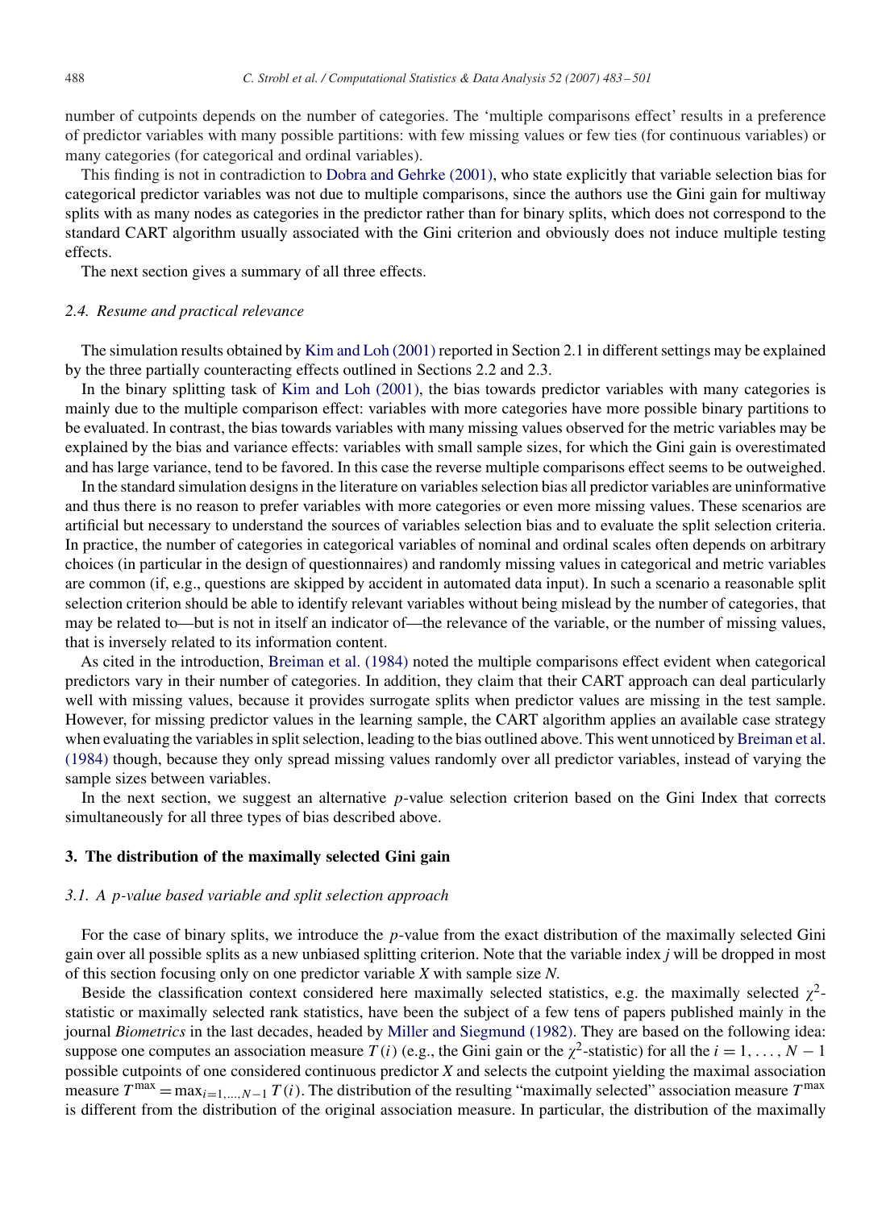number of cutpoints depends on the number of categories. The 'multiple comparisons effect' results in a preference of predictor variables with many possible partitions: with few missing values or few ties (for continuous variables) or many categories (for categorical and ordinal variables).

This finding is not in contradiction to Dobra and Gehrke (2001), who state explicitly that variable selection bias for categorical predictor variables was not due to multiple comparisons, since the authors use the Gini gain for multiway splits with as many nodes as categories in the predictor rather than for binary splits, which does not correspond to the standard CART algorithm usually associated with the Gini criterion and obviously does not induce multiple testing effects.

The next section gives a summary of all three effects.

### *2.4. Resume and practical relevance*

The simulation results obtained by Kim and Loh (2001) reported in Section 2.1 in different settings may be explained by the three partially counteracting effects outlined in Sections 2.2 and 2.3.

In the binary splitting task of Kim and Loh (2001), the bias towards predictor variables with many categories is mainly due to the multiple comparison effect: variables with more categories have more possible binary partitions to be evaluated. In contrast, the bias towards variables with many missing values observed for the metric variables may be explained by the bias and variance effects: variables with small sample sizes, for which the Gini gain is overestimated and has large variance, tend to be favored. In this case the reverse multiple comparisons effect seems to be outweighed.

In the standard simulation designs in the literature on variables selection bias all predictor variables are uninformative and thus there is no reason to prefer variables with more categories or even more missing values. These scenarios are artificial but necessary to understand the sources of variables selection bias and to evaluate the split selection criteria. In practice, the number of categories in categorical variables of nominal and ordinal scales often depends on arbitrary choices (in particular in the design of questionnaires) and randomly missing values in categorical and metric variables are common (if, e.g., questions are skipped by accident in automated data input). In such a scenario a reasonable split selection criterion should be able to identify relevant variables without being mislead by the number of categories, that may be related to—but is not in itself an indicator of—the relevance of the variable, or the number of missing values, that is inversely related to its information content.

As cited in the introduction, Breiman et al. (1984) noted the multiple comparisons effect evident when categorical predictors vary in their number of categories. In addition, they claim that their CART approach can deal particularly well with missing values, because it provides surrogate splits when predictor values are missing in the test sample. However, for missing predictor values in the learning sample, the CART algorithm applies an available case strategy when evaluating the variables in split selection, leading to the bias outlined above. This went unnoticed by Breiman et al. (1984) though, because they only spread missing values randomly over all predictor variables, instead of varying the sample sizes between variables.

In the next section, we suggest an alternative $p$-value selection criterion based on the Gini Index that corrects simultaneously for all three types of bias described above.

## 3. The distribution of the maximally selected Gini gain

### *3.1. A p-value based variable and split selection approach*

For the case of binary splits, we introduce the $p$-value from the exact distribution of the maximally selected Gini gain over all possible splits as a new unbiased splitting criterion. Note that the variable index $j$ will be dropped in most of this section focusing only on one predictor variable $X$ with sample size $N$.

Beside the classification context considered here maximally selected statistics, e.g. the maximally selected $\chi^2$-statistic or maximally selected rank statistics, have been the subject of a few tens of papers published mainly in the journal *Biometrics* in the last decades, headed by Miller and Siegmund (1982). They are based on the following idea: suppose one computes an association measure $T(i)$ (e.g., the Gini gain or the $\chi^2$-statistic) for all the $i = 1, \ldots, N-1$ possible cutpoints of one considered continuous predictor $X$ and selects the cutpoint yielding the maximal association measure $T^{\max} = \max_{i=1,\ldots,N-1} T(i)$. The distribution of the resulting "maximally selected" association measure $T^{\max}$ is different from the distribution of the original association measure. In particular, the distribution of the maximally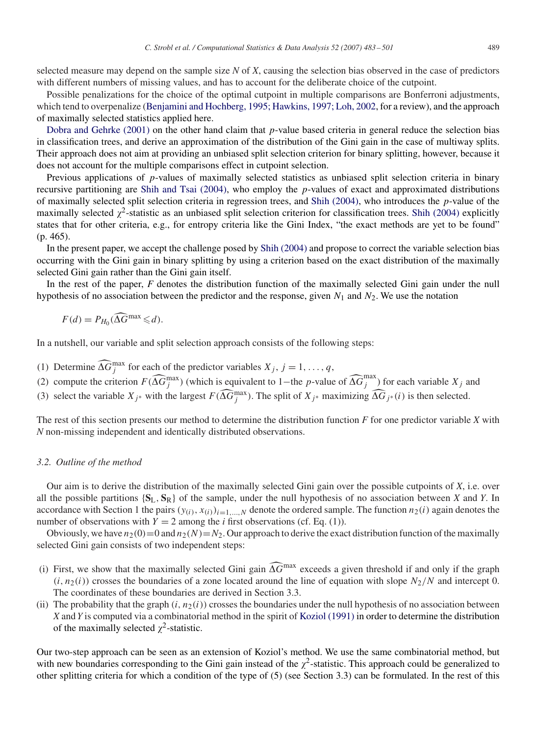selected measure may depend on the sample size $N$ of $X$, causing the selection bias observed in the case of predictors with different numbers of missing values, and has to account for the deliberate choice of the cutpoint.

Possible penalizations for the choice of the optimal cutpoint in multiple comparisons are Bonferroni adjustments, which tend to overpenalize (Benjamini and Hochberg, 1995; Hawkins, 1997; Loh, 2002, for a review), and the approach of maximally selected statistics applied here.

Dobra and Gehrke (2001) on the other hand claim that $p$-value based criteria in general reduce the selection bias in classification trees, and derive an approximation of the distribution of the Gini gain in the case of multiway splits. Their approach does not aim at providing an unbiased split selection criterion for binary splitting, however, because it does not account for the multiple comparisons effect in cutpoint selection.

Previous applications of $p$-values of maximally selected statistics as unbiased split selection criteria in binary recursive partitioning are Shih and Tsai (2004), who employ the $p$-values of exact and approximated distributions of maximally selected split selection criteria in regression trees, and Shih (2004), who introduces the $p$-value of the maximally selected $\chi^2$-statistic as an unbiased split selection criterion for classification trees. Shih (2004) explicitly states that for other criteria, e.g., for entropy criteria like the Gini Index, "the exact methods are yet to be found" (p. 465).

In the present paper, we accept the challenge posed by Shih (2004) and propose to correct the variable selection bias occurring with the Gini gain in binary splitting by using a criterion based on the exact distribution of the maximally selected Gini gain rather than the Gini gain itself.

In the rest of the paper, $F$ denotes the distribution function of the maximally selected Gini gain under the null hypothesis of no association between the predictor and the response, given $N_1$ and $N_2$. We use the notation

$$F(d) = P_{H_0}(\widehat{\Delta G}^{\max} \leqslant d).$$

In a nutshell, our variable and split selection approach consists of the following steps:

(1) Determine $\widehat{\Delta G}_j^{\max}$ for each of the predictor variables $X_j$, $j = 1, \ldots, q$,
(2) compute the criterion $F(\widehat{\Delta G}_j^{\max})$ (which is equivalent to 1−the $p$-value of $\widehat{\Delta G}_j^{\max}$) for each variable $X_j$ and
(3) select the variable $X_{j^*}$ with the largest $F(\widehat{\Delta G}_j^{\max})$. The split of $X_{j^*}$ maximizing $\widehat{\Delta G}_{j^*}(i)$ is then selected.

The rest of this section presents our method to determine the distribution function $F$ for one predictor variable $X$ with $N$ non-missing independent and identically distributed observations.

### 3.2. Outline of the method

Our aim is to derive the distribution of the maximally selected Gini gain over the possible cutpoints of $X$, i.e. over all the possible partitions $\{\mathbf{S}_\mathrm{L}, \mathbf{S}_\mathrm{R}\}$ of the sample, under the null hypothesis of no association between $X$ and $Y$. In accordance with Section 1 the pairs $(y_{(i)}, x_{(i)})_{i=1,\ldots,N}$ denote the ordered sample. The function $n_2(i)$ again denotes the number of observations with $Y = 2$ among the $i$ first observations (cf. Eq. (1)).

Obviously, we have $n_2(0) = 0$ and $n_2(N) = N_2$. Our approach to derive the exact distribution function of the maximally selected Gini gain consists of two independent steps:

(i) First, we show that the maximally selected Gini gain $\widehat{\Delta G}^{\max}$ exceeds a given threshold if and only if the graph $(i, n_2(i))$ crosses the boundaries of a zone located around the line of equation with slope $N_2/N$ and intercept 0. The coordinates of these boundaries are derived in Section 3.3.
(ii) The probability that the graph $(i, n_2(i))$ crosses the boundaries under the null hypothesis of no association between $X$ and $Y$ is computed via a combinatorial method in the spirit of Koziol (1991) in order to determine the distribution of the maximally selected $\chi^2$-statistic.

Our two-step approach can be seen as an extension of Koziol's method. We use the same combinatorial method, but with new boundaries corresponding to the Gini gain instead of the $\chi^2$-statistic. This approach could be generalized to other splitting criteria for which a condition of the type of (5) (see Section 3.3) can be formulated. In the rest of this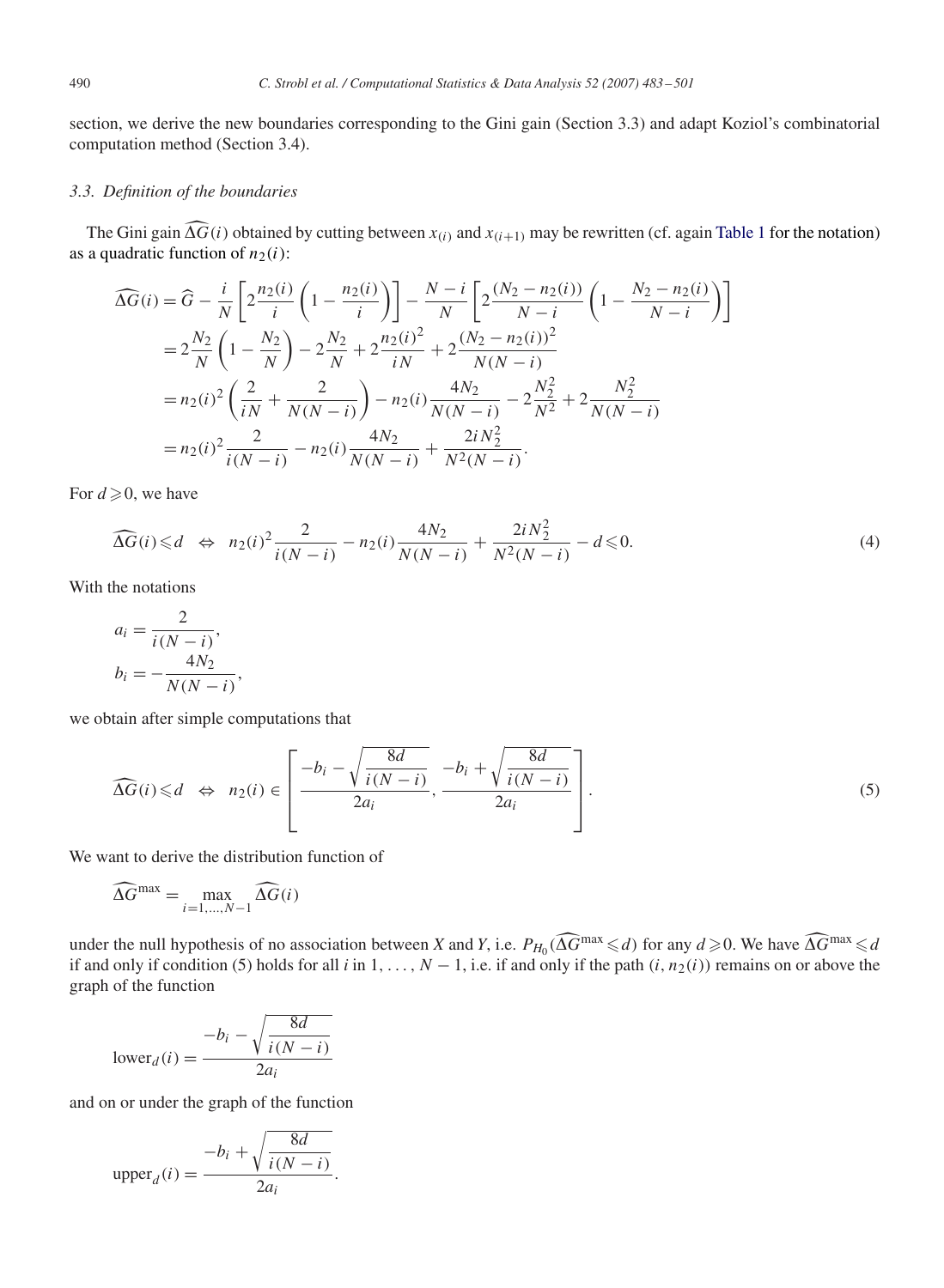section, we derive the new boundaries corresponding to the Gini gain (Section 3.3) and adapt Koziol's combinatorial computation method (Section 3.4).

### 3.3. Definition of the boundaries

The Gini gain $\widehat{\Delta G}(i)$ obtained by cutting between $x_{(i)}$ and $x_{(i+1)}$ may be rewritten (cf. again Table 1 for the notation) as a quadratic function of $n_2(i)$:

$$
\begin{aligned}
\widehat{\Delta G}(i) &= \widehat{G} - \frac{i}{N}\left[2\frac{n_2(i)}{i}\left(1-\frac{n_2(i)}{i}\right)\right] - \frac{N-i}{N}\left[2\frac{(N_2-n_2(i))}{N-i}\left(1-\frac{N_2-n_2(i)}{N-i}\right)\right] \\
&= 2\frac{N_2}{N}\left(1-\frac{N_2}{N}\right) - 2\frac{N_2}{N} + 2\frac{n_2(i)^2}{iN} + 2\frac{(N_2-n_2(i))^2}{N(N-i)} \\
&= n_2(i)^2\left(\frac{2}{iN}+\frac{2}{N(N-i)}\right) - n_2(i)\frac{4N_2}{N(N-i)} - 2\frac{N_2^2}{N^2} + 2\frac{N_2^2}{N(N-i)} \\
&= n_2(i)^2\frac{2}{i(N-i)} - n_2(i)\frac{4N_2}{N(N-i)} + \frac{2iN_2^2}{N^2(N-i)}.
\end{aligned}
$$

For $d \geqslant 0$, we have

$$
\widehat{\Delta G}(i) \leqslant d \quad \Leftrightarrow \quad n_2(i)^2\frac{2}{i(N-i)} - n_2(i)\frac{4N_2}{N(N-i)} + \frac{2iN_2^2}{N^2(N-i)} - d \leqslant 0. \tag{4}
$$

With the notations

$$
\begin{aligned}
a_i &= \frac{2}{i(N-i)}, \\
b_i &= -\frac{4N_2}{N(N-i)},
\end{aligned}
$$

we obtain after simple computations that

$$
\widehat{\Delta G}(i) \leqslant d \quad \Leftrightarrow \quad n_2(i) \in \left[\frac{-b_i - \sqrt{\dfrac{8d}{i(N-i)}}}{2a_i}, \frac{-b_i + \sqrt{\dfrac{8d}{i(N-i)}}}{2a_i}\right]. \tag{5}
$$

We want to derive the distribution function of

$$
\widehat{\Delta G}^{\max} = \max_{i=1,\ldots,N-1} \widehat{\Delta G}(i)
$$

under the null hypothesis of no association between $X$ and $Y$, i.e. $P_{H_0}(\widehat{\Delta G}^{\max} \leqslant d)$ for any $d \geqslant 0$. We have $\widehat{\Delta G}^{\max} \leqslant d$ if and only if condition (5) holds for all $i$ in $1, \ldots, N-1$, i.e. if and only if the path $(i, n_2(i))$ remains on or above the graph of the function

$$
\text{lower}_d(i) = \frac{-b_i - \sqrt{\dfrac{8d}{i(N-i)}}}{2a_i}
$$

and on or under the graph of the function

$$
\text{upper}_d(i) = \frac{-b_i + \sqrt{\dfrac{8d}{i(N-i)}}}{2a_i}.
$$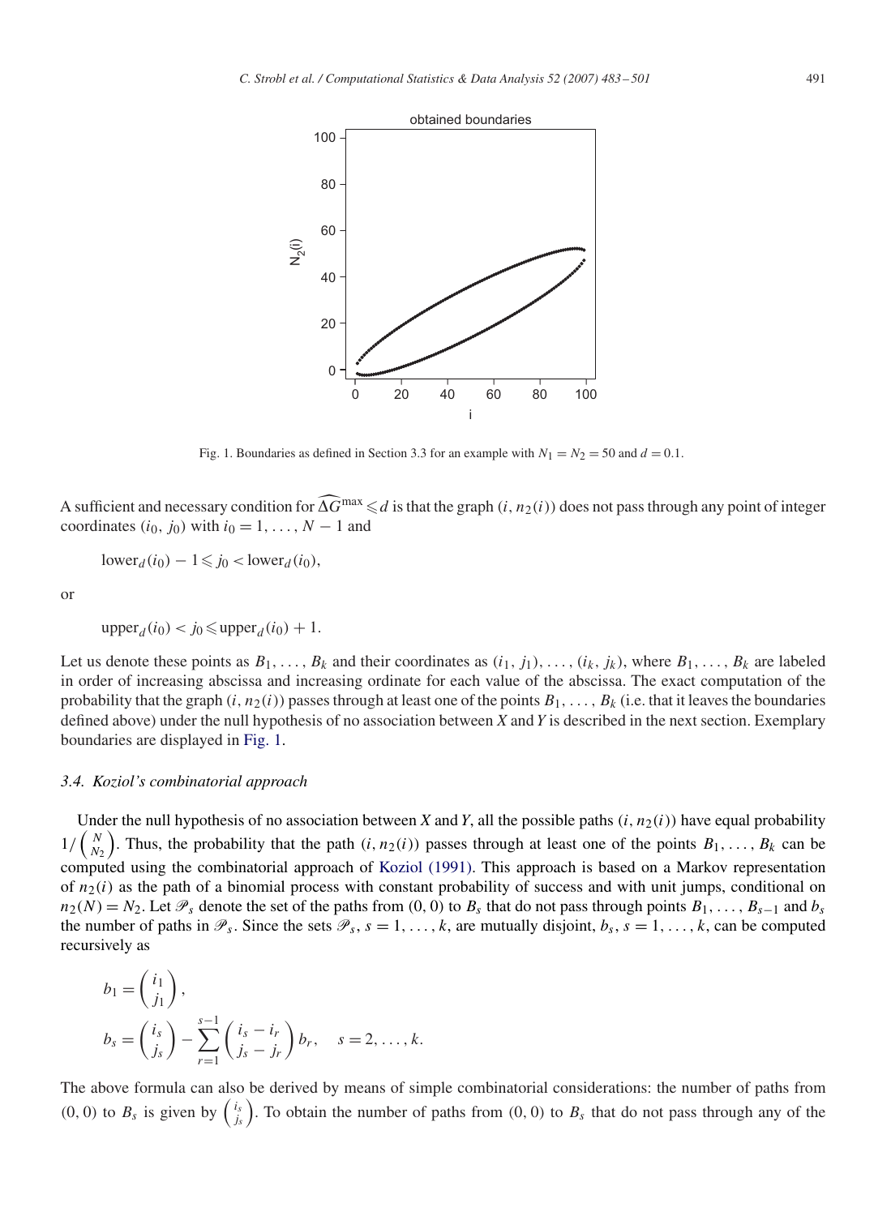Fig. 1. Boundaries as defined in Section 3.3 for an example with $N_1 = N_2 = 50$ and $d = 0.1$.

A sufficient and necessary condition for $\widehat{\Delta G}^{\max} \leqslant d$ is that the graph $(i, n_2(i))$ does not pass through any point of integer coordinates $(i_0, j_0)$ with $i_0 = 1, \ldots, N - 1$ and

$$\text{lower}_d(i_0) - 1 \leqslant j_0 < \text{lower}_d(i_0),$$

or

$$\text{upper}_d(i_0) < j_0 \leqslant \text{upper}_d(i_0) + 1.$$

Let us denote these points as $B_1, \ldots, B_k$ and their coordinates as $(i_1, j_1), \ldots, (i_k, j_k)$, where $B_1, \ldots, B_k$ are labeled in order of increasing abscissa and increasing ordinate for each value of the abscissa. The exact computation of the probability that the graph $(i, n_2(i))$ passes through at least one of the points $B_1, \ldots, B_k$ (i.e. that it leaves the boundaries defined above) under the null hypothesis of no association between $X$ and $Y$ is described in the next section. Exemplary boundaries are displayed in Fig. 1.

### 3.4. Koziol's combinatorial approach

Under the null hypothesis of no association between $X$ and $Y$, all the possible paths $(i, n_2(i))$ have equal probability $1/\binom{N}{N_2}$. Thus, the probability that the path $(i, n_2(i))$ passes through at least one of the points $B_1, \ldots, B_k$ can be computed using the combinatorial approach of Koziol (1991). This approach is based on a Markov representation of $n_2(i)$ as the path of a binomial process with constant probability of success and with unit jumps, conditional on $n_2(N) = N_2$. Let $\mathscr{P}_s$ denote the set of the paths from $(0, 0)$ to $B_s$ that do not pass through points $B_1, \ldots, B_{s-1}$ and $b_s$ the number of paths in $\mathscr{P}_s$. Since the sets $\mathscr{P}_s$, $s = 1, \ldots, k$, are mutually disjoint, $b_s$, $s = 1, \ldots, k$, can be computed recursively as

$$b_1 = \binom{i_1}{j_1},$$

$$b_s = \binom{i_s}{j_s} - \sum_{r=1}^{s-1} \binom{i_s - i_r}{j_s - j_r} b_r, \quad s = 2, \ldots, k.$$

The above formula can also be derived by means of simple combinatorial considerations: the number of paths from $(0, 0)$ to $B_s$ is given by $\binom{i_s}{j_s}$. To obtain the number of paths from $(0, 0)$ to $B_s$ that do not pass through any of the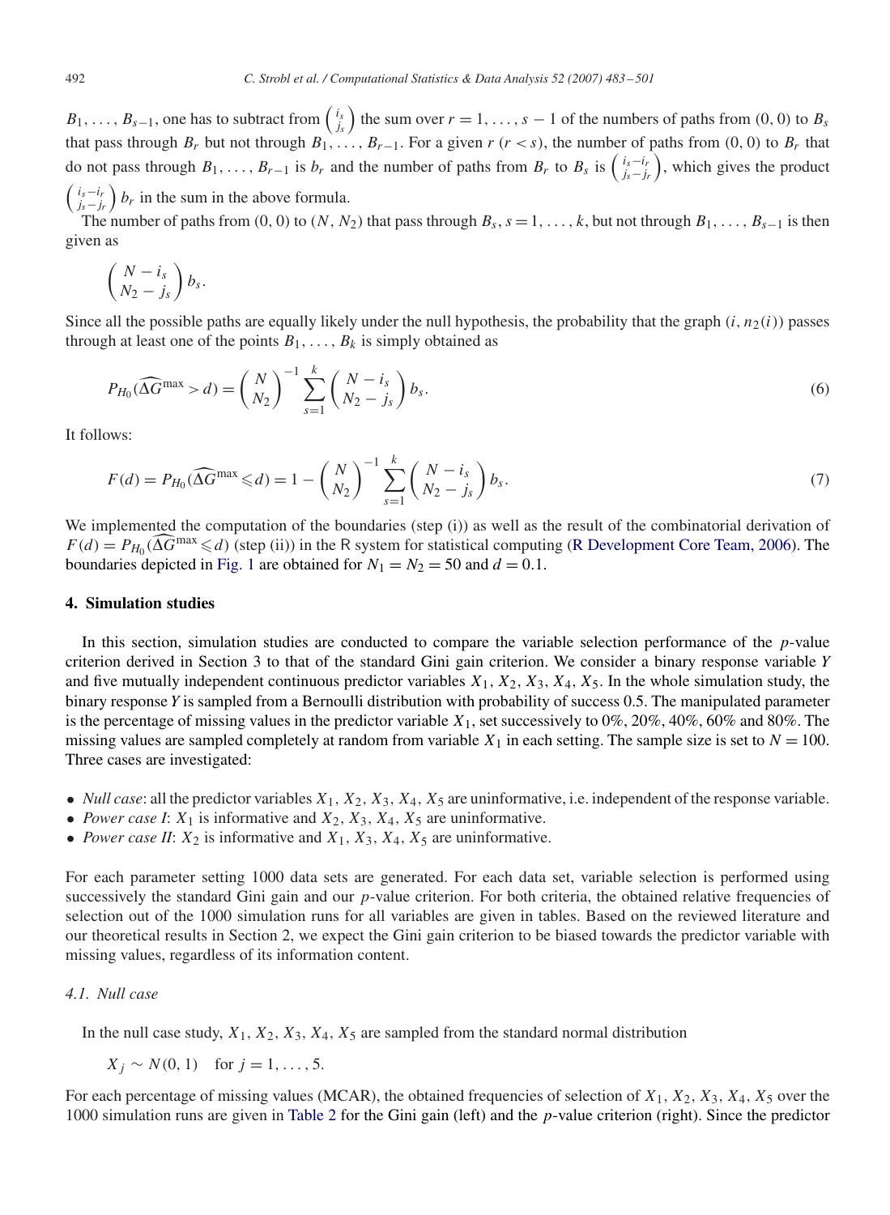$B_1, \ldots, B_{s-1}$, one has to subtract from $\binom{i_s}{j_s}$ the sum over $r = 1, \ldots, s-1$ of the numbers of paths from $(0, 0)$ to $B_s$ that pass through $B_r$ but not through $B_1, \ldots, B_{r-1}$. For a given $r$ $(r < s)$, the number of paths from $(0, 0)$ to $B_r$ that do not pass through $B_1, \ldots, B_{r-1}$ is $b_r$ and the number of paths from $B_r$ to $B_s$ is $\binom{i_s - i_r}{j_s - j_r}$, which gives the product $\binom{i_s - i_r}{j_s - j_r} b_r$ in the sum in the above formula.

The number of paths from $(0, 0)$ to $(N, N_2)$ that pass through $B_s$, $s = 1, \ldots, k$, but not through $B_1, \ldots, B_{s-1}$ is then given as

$$\binom{N - i_s}{N_2 - j_s} b_s.$$

Since all the possible paths are equally likely under the null hypothesis, the probability that the graph $(i, n_2(i))$ passes through at least one of the points $B_1, \ldots, B_k$ is simply obtained as

$$P_{H_0}(\widehat{\Delta G}^{\max} > d) = \binom{N}{N_2}^{-1} \sum_{s=1}^{k} \binom{N - i_s}{N_2 - j_s} b_s. \tag{6}$$

It follows:

$$F(d) = P_{H_0}(\widehat{\Delta G}^{\max} \leqslant d) = 1 - \binom{N}{N_2}^{-1} \sum_{s=1}^{k} \binom{N - i_s}{N_2 - j_s} b_s. \tag{7}$$

We implemented the computation of the boundaries (step (i)) as well as the result of the combinatorial derivation of $F(d) = P_{H_0}(\widehat{\Delta G}^{\max} \leqslant d)$ (step (ii)) in the R system for statistical computing (R Development Core Team, 2006). The boundaries depicted in Fig. 1 are obtained for $N_1 = N_2 = 50$ and $d = 0.1$.

## 4. Simulation studies

In this section, simulation studies are conducted to compare the variable selection performance of the $p$-value criterion derived in Section 3 to that of the standard Gini gain criterion. We consider a binary response variable $Y$ and five mutually independent continuous predictor variables $X_1, X_2, X_3, X_4, X_5$. In the whole simulation study, the binary response $Y$ is sampled from a Bernoulli distribution with probability of success 0.5. The manipulated parameter is the percentage of missing values in the predictor variable $X_1$, set successively to 0%, 20%, 40%, 60% and 80%. The missing values are sampled completely at random from variable $X_1$ in each setting. The sample size is set to $N = 100$. Three cases are investigated:

- *Null case*: all the predictor variables $X_1, X_2, X_3, X_4, X_5$ are uninformative, i.e. independent of the response variable.
- *Power case I*: $X_1$ is informative and $X_2, X_3, X_4, X_5$ are uninformative.
- *Power case II*: $X_2$ is informative and $X_1, X_3, X_4, X_5$ are uninformative.

For each parameter setting 1000 data sets are generated. For each data set, variable selection is performed using successively the standard Gini gain and our $p$-value criterion. For both criteria, the obtained relative frequencies of selection out of the 1000 simulation runs for all variables are given in tables. Based on the reviewed literature and our theoretical results in Section 2, we expect the Gini gain criterion to be biased towards the predictor variable with missing values, regardless of its information content.

### 4.1. Null case

In the null case study, $X_1, X_2, X_3, X_4, X_5$ are sampled from the standard normal distribution

$$X_j \sim N(0, 1) \quad \text{for } j = 1, \ldots, 5.$$

For each percentage of missing values (MCAR), the obtained frequencies of selection of $X_1, X_2, X_3, X_4, X_5$ over the 1000 simulation runs are given in Table 2 for the Gini gain (left) and the $p$-value criterion (right). Since the predictor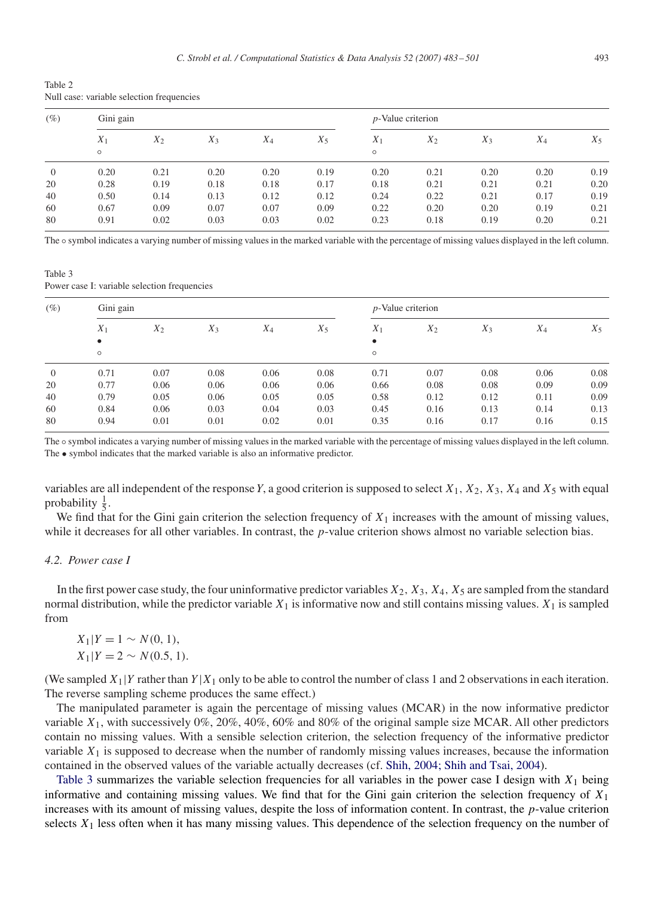Table 2
Null case: variable selection frequencies

| (%) | Gini gain | | | | | $p$-Value criterion | | | | |
|---|---|---|---|---|---|---|---|---|---|---|
| | $X_1$ ∘ | $X_2$ | $X_3$ | $X_4$ | $X_5$ | $X_1$ ∘ | $X_2$ | $X_3$ | $X_4$ | $X_5$ |
| 0 | 0.20 | 0.21 | 0.20 | 0.20 | 0.19 | 0.20 | 0.21 | 0.20 | 0.20 | 0.19 |
| 20 | 0.28 | 0.19 | 0.18 | 0.18 | 0.17 | 0.18 | 0.21 | 0.21 | 0.21 | 0.20 |
| 40 | 0.50 | 0.14 | 0.13 | 0.12 | 0.12 | 0.24 | 0.22 | 0.21 | 0.17 | 0.19 |
| 60 | 0.67 | 0.09 | 0.07 | 0.07 | 0.09 | 0.22 | 0.20 | 0.20 | 0.19 | 0.21 |
| 80 | 0.91 | 0.02 | 0.03 | 0.03 | 0.02 | 0.23 | 0.18 | 0.19 | 0.20 | 0.21 |

The ∘ symbol indicates a varying number of missing values in the marked variable with the percentage of missing values displayed in the left column.

Table 3
Power case I: variable selection frequencies

| (%) | Gini gain | | | | | $p$-Value criterion | | | | |
|---|---|---|---|---|---|---|---|---|---|---|
| | $X_1$ • ∘ | $X_2$ | $X_3$ | $X_4$ | $X_5$ | $X_1$ • ∘ | $X_2$ | $X_3$ | $X_4$ | $X_5$ |
| 0 | 0.71 | 0.07 | 0.08 | 0.06 | 0.08 | 0.71 | 0.07 | 0.08 | 0.06 | 0.08 |
| 20 | 0.77 | 0.06 | 0.06 | 0.06 | 0.06 | 0.66 | 0.08 | 0.08 | 0.09 | 0.09 |
| 40 | 0.79 | 0.05 | 0.06 | 0.05 | 0.05 | 0.58 | 0.12 | 0.12 | 0.11 | 0.09 |
| 60 | 0.84 | 0.06 | 0.03 | 0.04 | 0.03 | 0.45 | 0.16 | 0.13 | 0.14 | 0.13 |
| 80 | 0.94 | 0.01 | 0.01 | 0.02 | 0.01 | 0.35 | 0.16 | 0.17 | 0.16 | 0.15 |

The ∘ symbol indicates a varying number of missing values in the marked variable with the percentage of missing values displayed in the left column.
The • symbol indicates that the marked variable is also an informative predictor.

variables are all independent of the response $Y$, a good criterion is supposed to select $X_1$, $X_2$, $X_3$, $X_4$ and $X_5$ with equal probability $\frac{1}{5}$.

We find that for the Gini gain criterion the selection frequency of $X_1$ increases with the amount of missing values, while it decreases for all other variables. In contrast, the $p$-value criterion shows almost no variable selection bias.

### 4.2. Power case I

In the first power case study, the four uninformative predictor variables $X_2$, $X_3$, $X_4$, $X_5$ are sampled from the standard normal distribution, while the predictor variable $X_1$ is informative now and still contains missing values. $X_1$ is sampled from

$$X_1|Y = 1 \sim N(0, 1),$$
$$X_1|Y = 2 \sim N(0.5, 1).$$

(We sampled $X_1|Y$ rather than $Y|X_1$ only to be able to control the number of class 1 and 2 observations in each iteration. The reverse sampling scheme produces the same effect.)

The manipulated parameter is again the percentage of missing values (MCAR) in the now informative predictor variable $X_1$, with successively 0%, 20%, 40%, 60% and 80% of the original sample size MCAR. All other predictors contain no missing values. With a sensible selection criterion, the selection frequency of the informative predictor variable $X_1$ is supposed to decrease when the number of randomly missing values increases, because the information contained in the observed values of the variable actually decreases (cf. Shih, 2004; Shih and Tsai, 2004).

Table 3 summarizes the variable selection frequencies for all variables in the power case I design with $X_1$ being informative and containing missing values. We find that for the Gini gain criterion the selection frequency of $X_1$ increases with its amount of missing values, despite the loss of information content. In contrast, the $p$-value criterion selects $X_1$ less often when it has many missing values. This dependence of the selection frequency on the number of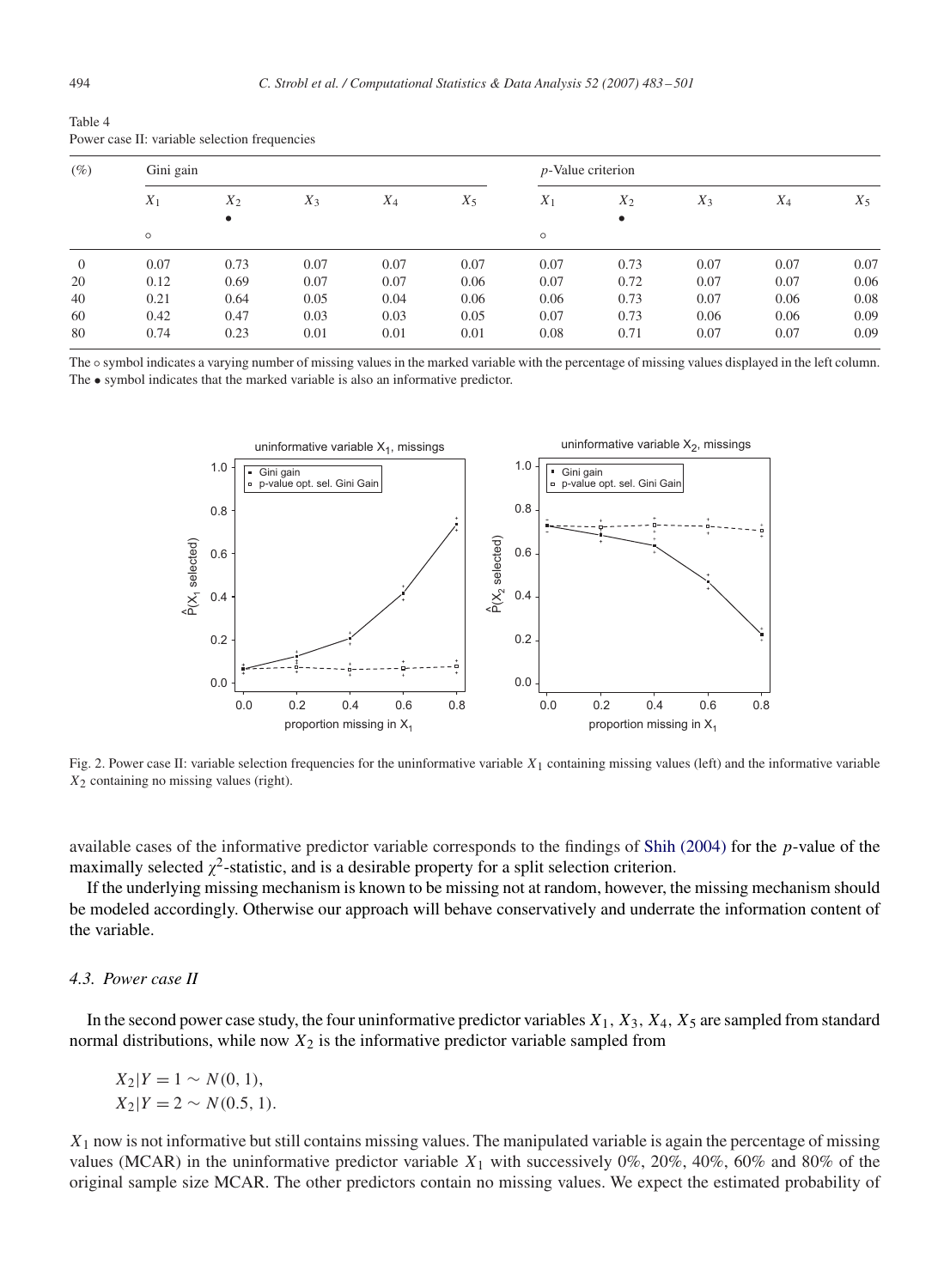Table 4
Power case II: variable selection frequencies

| (%) | Gini gain | | | | | $p$-Value criterion | | | | |
|---|---|---|---|---|---|---|---|---|---|---|
| | $X_1$ | $X_2$ | $X_3$ | $X_4$ | $X_5$ | $X_1$ | $X_2$ | $X_3$ | $X_4$ | $X_5$ |
| | ∘ | • | | | | ∘ | • | | | |
| 0 | 0.07 | 0.73 | 0.07 | 0.07 | 0.07 | 0.07 | 0.73 | 0.07 | 0.07 | 0.07 |
| 20 | 0.12 | 0.69 | 0.07 | 0.07 | 0.06 | 0.07 | 0.72 | 0.07 | 0.07 | 0.06 |
| 40 | 0.21 | 0.64 | 0.05 | 0.04 | 0.06 | 0.06 | 0.73 | 0.07 | 0.06 | 0.08 |
| 60 | 0.42 | 0.47 | 0.03 | 0.03 | 0.05 | 0.07 | 0.73 | 0.06 | 0.06 | 0.09 |
| 80 | 0.74 | 0.23 | 0.01 | 0.01 | 0.01 | 0.08 | 0.71 | 0.07 | 0.07 | 0.09 |

The ∘ symbol indicates a varying number of missing values in the marked variable with the percentage of missing values displayed in the left column. The • symbol indicates that the marked variable is also an informative predictor.

Fig. 2. Power case II: variable selection frequencies for the uninformative variable $X_1$ containing missing values (left) and the informative variable $X_2$ containing no missing values (right).

available cases of the informative predictor variable corresponds to the findings of Shih (2004) for the $p$-value of the maximally selected $\chi^2$-statistic, and is a desirable property for a split selection criterion.

If the underlying missing mechanism is known to be missing not at random, however, the missing mechanism should be modeled accordingly. Otherwise our approach will behave conservatively and underrate the information content of the variable.

### 4.3. Power case II

In the second power case study, the four uninformative predictor variables $X_1$, $X_3$, $X_4$, $X_5$ are sampled from standard normal distributions, while now $X_2$ is the informative predictor variable sampled from

$$X_2|Y = 1 \sim N(0, 1),$$
$$X_2|Y = 2 \sim N(0.5, 1).$$

$X_1$ now is not informative but still contains missing values. The manipulated variable is again the percentage of missing values (MCAR) in the uninformative predictor variable $X_1$ with successively 0%, 20%, 40%, 60% and 80% of the original sample size MCAR. The other predictors contain no missing values. We expect the estimated probability of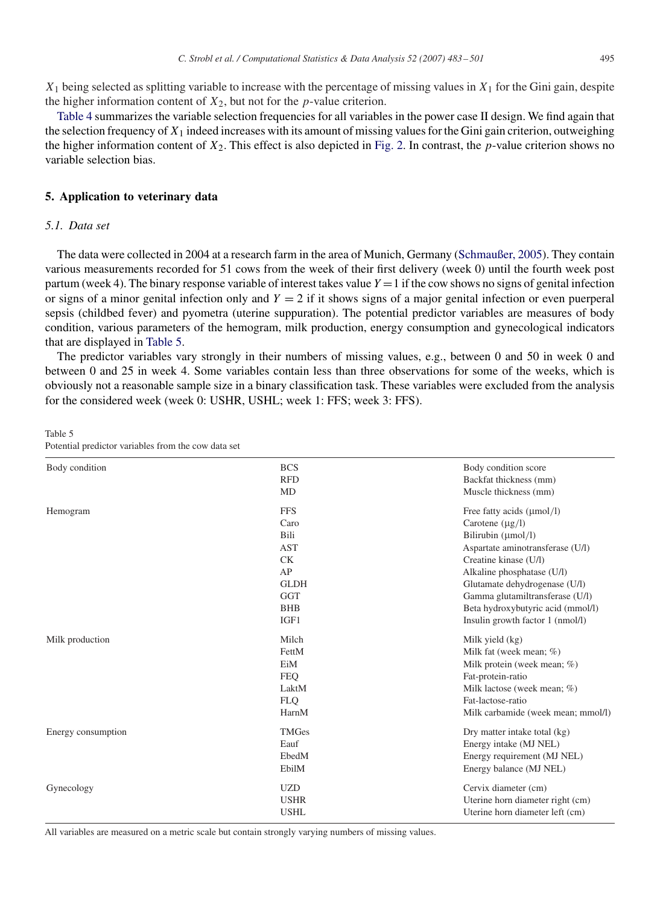$X_1$ being selected as splitting variable to increase with the percentage of missing values in $X_1$ for the Gini gain, despite the higher information content of $X_2$, but not for the $p$-value criterion.

Table 4 summarizes the variable selection frequencies for all variables in the power case II design. We find again that the selection frequency of $X_1$ indeed increases with its amount of missing values for the Gini gain criterion, outweighing the higher information content of $X_2$. This effect is also depicted in Fig. 2. In contrast, the $p$-value criterion shows no variable selection bias.

## 5. Application to veterinary data

### *5.1. Data set*

The data were collected in 2004 at a research farm in the area of Munich, Germany (Schmaußer, 2005). They contain various measurements recorded for 51 cows from the week of their first delivery (week 0) until the fourth week post partum (week 4). The binary response variable of interest takes value $Y = 1$ if the cow shows no signs of genital infection or signs of a minor genital infection only and $Y = 2$ if it shows signs of a major genital infection or even puerperal sepsis (childbed fever) and pyometra (uterine suppuration). The potential predictor variables are measures of body condition, various parameters of the hemogram, milk production, energy consumption and gynecological indicators that are displayed in Table 5.

The predictor variables vary strongly in their numbers of missing values, e.g., between 0 and 50 in week 0 and between 0 and 25 in week 4. Some variables contain less than three observations for some of the weeks, which is obviously not a reasonable sample size in a binary classification task. These variables were excluded from the analysis for the considered week (week 0: USHR, USHL; week 1: FFS; week 3: FFS).

Table 5
Potential predictor variables from the cow data set

| | | |
|---|---|---|
| Body condition | BCS | Body condition score |
| | RFD | Backfat thickness (mm) |
| | MD | Muscle thickness (mm) |
| Hemogram | FFS | Free fatty acids (μmol/l) |
| | Caro | Carotene (μg/l) |
| | Bili | Bilirubin (μmol/l) |
| | AST | Aspartate aminotransferase (U/l) |
| | CK | Creatine kinase (U/l) |
| | AP | Alkaline phosphatase (U/l) |
| | GLDH | Glutamate dehydrogenase (U/l) |
| | GGT | Gamma glutamiltransferase (U/l) |
| | BHB | Beta hydroxybutyric acid (mmol/l) |
| | IGF1 | Insulin growth factor 1 (nmol/l) |
| Milk production | Milch | Milk yield (kg) |
| | FettM | Milk fat (week mean; %) |
| | EiM | Milk protein (week mean; %) |
| | FEQ | Fat-protein-ratio |
| | LaktM | Milk lactose (week mean; %) |
| | FLQ | Fat-lactose-ratio |
| | HarnM | Milk carbamide (week mean; mmol/l) |
| Energy consumption | TMGes | Dry matter intake total (kg) |
| | Eauf | Energy intake (MJ NEL) |
| | EbedM | Energy requirement (MJ NEL) |
| | EbilM | Energy balance (MJ NEL) |
| Gynecology | UZD | Cervix diameter (cm) |
| | USHR | Uterine horn diameter right (cm) |
| | USHL | Uterine horn diameter left (cm) |

All variables are measured on a metric scale but contain strongly varying numbers of missing values.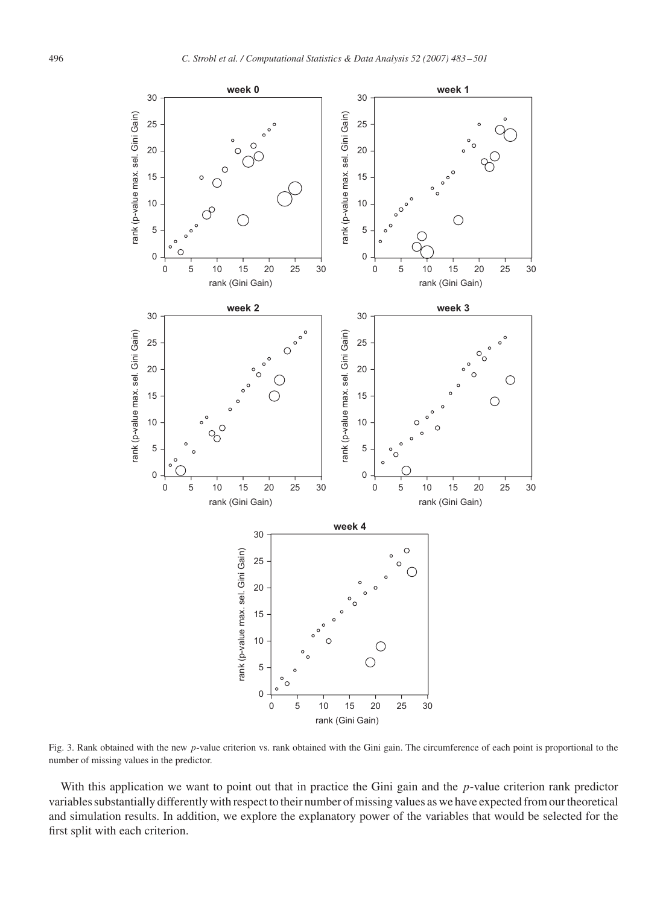Fig. 3. Rank obtained with the new $p$-value criterion vs. rank obtained with the Gini gain. The circumference of each point is proportional to the number of missing values in the predictor.

With this application we want to point out that in practice the Gini gain and the $p$-value criterion rank predictor variables substantially differently with respect to their number of missing values as we have expected from our theoretical and simulation results. In addition, we explore the explanatory power of the variables that would be selected for the first split with each criterion.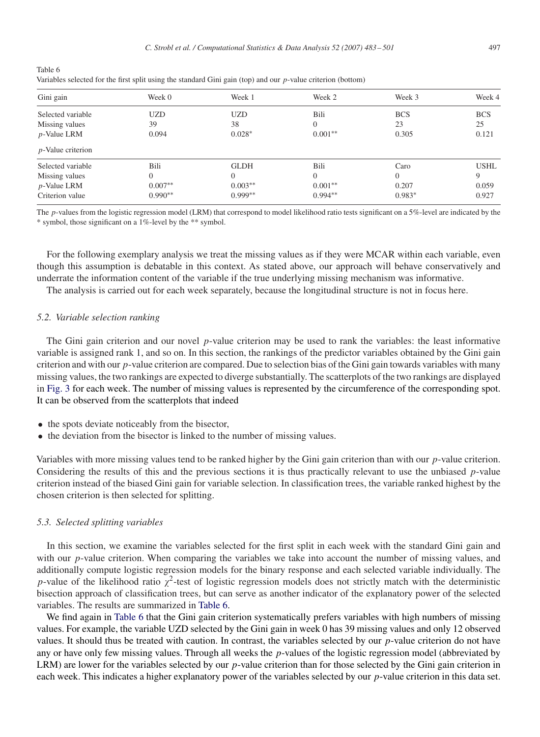Table 6

Variables selected for the first split using the standard Gini gain (top) and our $p$-value criterion (bottom)

| Gini gain | Week 0 | Week 1 | Week 2 | Week 3 | Week 4 |
|---|---|---|---|---|---|
| Selected variable | UZD | UZD | Bili | BCS | BCS |
| Missing values | 39 | 38 | 0 | 23 | 25 |
| $p$-Value LRM | 0.094 | 0.028* | 0.001** | 0.305 | 0.121 |
| $p$-Value criterion | | | | | |
| Selected variable | Bili | GLDH | Bili | Caro | USHL |
| Missing values | 0 | 0 | 0 | 0 | 9 |
| $p$-Value LRM | 0.007** | 0.003** | 0.001** | 0.207 | 0.059 |
| Criterion value | 0.990** | 0.999** | 0.994** | 0.983* | 0.927 |

The $p$-values from the logistic regression model (LRM) that correspond to model likelihood ratio tests significant on a 5%-level are indicated by the * symbol, those significant on a 1%-level by the ** symbol.

For the following exemplary analysis we treat the missing values as if they were MCAR within each variable, even though this assumption is debatable in this context. As stated above, our approach will behave conservatively and underrate the information content of the variable if the true underlying missing mechanism was informative.

The analysis is carried out for each week separately, because the longitudinal structure is not in focus here.

### 5.2. Variable selection ranking

The Gini gain criterion and our novel $p$-value criterion may be used to rank the variables: the least informative variable is assigned rank 1, and so on. In this section, the rankings of the predictor variables obtained by the Gini gain criterion and with our $p$-value criterion are compared. Due to selection bias of the Gini gain towards variables with many missing values, the two rankings are expected to diverge substantially. The scatterplots of the two rankings are displayed in Fig. 3 for each week. The number of missing values is represented by the circumference of the corresponding spot. It can be observed from the scatterplots that indeed

- the spots deviate noticeably from the bisector,
- the deviation from the bisector is linked to the number of missing values.

Variables with more missing values tend to be ranked higher by the Gini gain criterion than with our $p$-value criterion. Considering the results of this and the previous sections it is thus practically relevant to use the unbiased $p$-value criterion instead of the biased Gini gain for variable selection. In classification trees, the variable ranked highest by the chosen criterion is then selected for splitting.

### 5.3. Selected splitting variables

In this section, we examine the variables selected for the first split in each week with the standard Gini gain and with our $p$-value criterion. When comparing the variables we take into account the number of missing values, and additionally compute logistic regression models for the binary response and each selected variable individually. The $p$-value of the likelihood ratio $\chi^2$-test of logistic regression models does not strictly match with the deterministic bisection approach of classification trees, but can serve as another indicator of the explanatory power of the selected variables. The results are summarized in Table 6.

We find again in Table 6 that the Gini gain criterion systematically prefers variables with high numbers of missing values. For example, the variable UZD selected by the Gini gain in week 0 has 39 missing values and only 12 observed values. It should thus be treated with caution. In contrast, the variables selected by our $p$-value criterion do not have any or have only few missing values. Through all weeks the $p$-values of the logistic regression model (abbreviated by LRM) are lower for the variables selected by our $p$-value criterion than for those selected by the Gini gain criterion in each week. This indicates a higher explanatory power of the variables selected by our $p$-value criterion in this data set.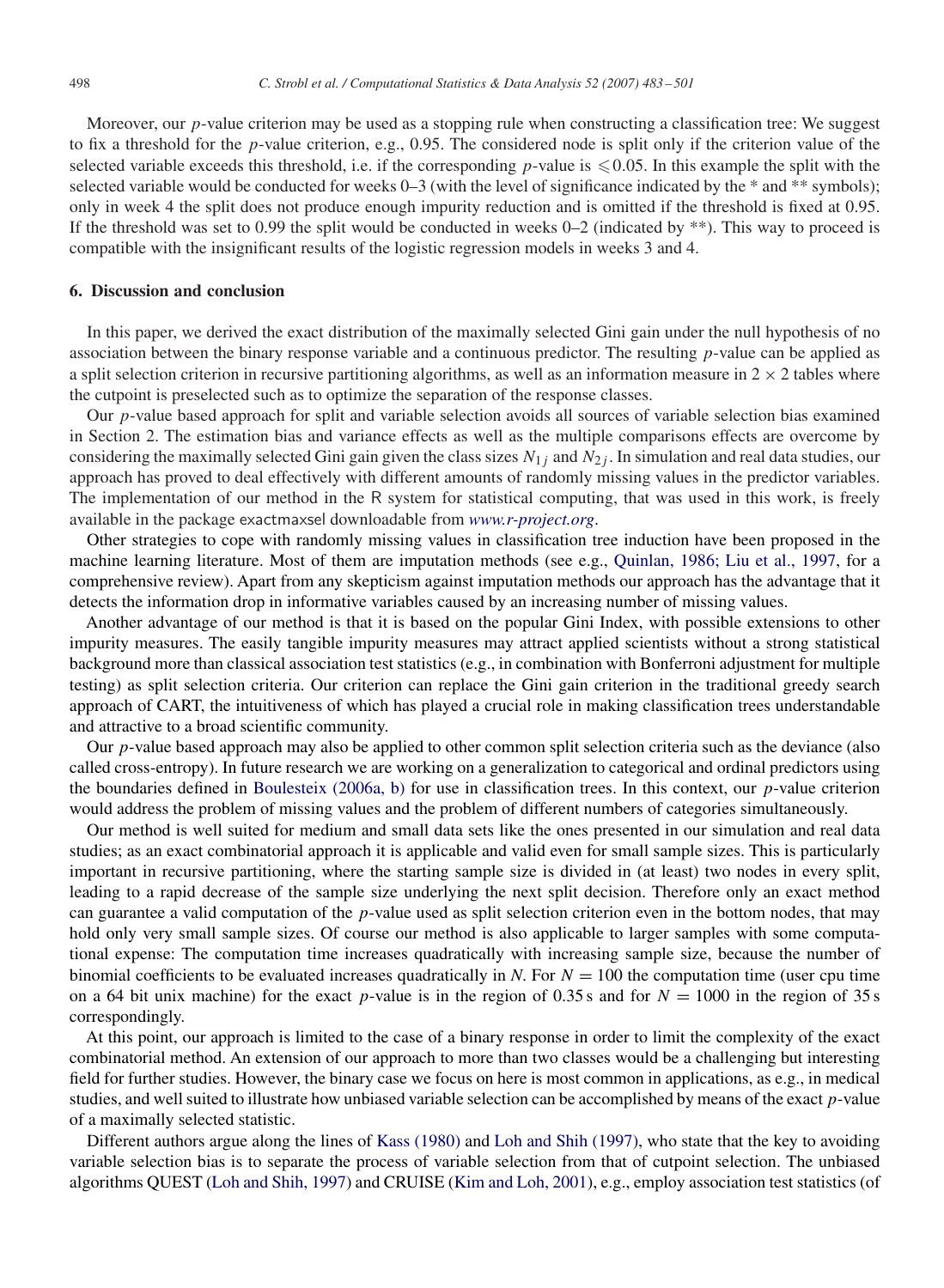Moreover, our $p$-value criterion may be used as a stopping rule when constructing a classification tree: We suggest to fix a threshold for the $p$-value criterion, e.g., 0.95. The considered node is split only if the criterion value of the selected variable exceeds this threshold, i.e. if the corresponding $p$-value is $\leqslant 0.05$. In this example the split with the selected variable would be conducted for weeks 0–3 (with the level of significance indicated by the * and ** symbols); only in week 4 the split does not produce enough impurity reduction and is omitted if the threshold is fixed at 0.95. If the threshold was set to 0.99 the split would be conducted in weeks 0–2 (indicated by **). This way to proceed is compatible with the insignificant results of the logistic regression models in weeks 3 and 4.

## 6. Discussion and conclusion

In this paper, we derived the exact distribution of the maximally selected Gini gain under the null hypothesis of no association between the binary response variable and a continuous predictor. The resulting $p$-value can be applied as a split selection criterion in recursive partitioning algorithms, as well as an information measure in $2 \times 2$ tables where the cutpoint is preselected such as to optimize the separation of the response classes.

Our $p$-value based approach for split and variable selection avoids all sources of variable selection bias examined in Section 2. The estimation bias and variance effects as well as the multiple comparisons effects are overcome by considering the maximally selected Gini gain given the class sizes $N_{1j}$ and $N_{2j}$. In simulation and real data studies, our approach has proved to deal effectively with different amounts of randomly missing values in the predictor variables. The implementation of our method in the R system for statistical computing, that was used in this work, is freely available in the package exactmaxsel downloadable from *www.r-project.org*.

Other strategies to cope with randomly missing values in classification tree induction have been proposed in the machine learning literature. Most of them are imputation methods (see e.g., Quinlan, 1986; Liu et al., 1997, for a comprehensive review). Apart from any skepticism against imputation methods our approach has the advantage that it detects the information drop in informative variables caused by an increasing number of missing values.

Another advantage of our method is that it is based on the popular Gini Index, with possible extensions to other impurity measures. The easily tangible impurity measures may attract applied scientists without a strong statistical background more than classical association test statistics (e.g., in combination with Bonferroni adjustment for multiple testing) as split selection criteria. Our criterion can replace the Gini gain criterion in the traditional greedy search approach of CART, the intuitiveness of which has played a crucial role in making classification trees understandable and attractive to a broad scientific community.

Our $p$-value based approach may also be applied to other common split selection criteria such as the deviance (also called cross-entropy). In future research we are working on a generalization to categorical and ordinal predictors using the boundaries defined in Boulesteix (2006a, b) for use in classification trees. In this context, our $p$-value criterion would address the problem of missing values and the problem of different numbers of categories simultaneously.

Our method is well suited for medium and small data sets like the ones presented in our simulation and real data studies; as an exact combinatorial approach it is applicable and valid even for small sample sizes. This is particularly important in recursive partitioning, where the starting sample size is divided in (at least) two nodes in every split, leading to a rapid decrease of the sample size underlying the next split decision. Therefore only an exact method can guarantee a valid computation of the $p$-value used as split selection criterion even in the bottom nodes, that may hold only very small sample sizes. Of course our method is also applicable to larger samples with some computational expense: The computation time increases quadratically with increasing sample size, because the number of binomial coefficients to be evaluated increases quadratically in $N$. For $N = 100$ the computation time (user cpu time on a 64 bit unix machine) for the exact $p$-value is in the region of 0.35 s and for $N = 1000$ in the region of 35 s correspondingly.

At this point, our approach is limited to the case of a binary response in order to limit the complexity of the exact combinatorial method. An extension of our approach to more than two classes would be a challenging but interesting field for further studies. However, the binary case we focus on here is most common in applications, as e.g., in medical studies, and well suited to illustrate how unbiased variable selection can be accomplished by means of the exact $p$-value of a maximally selected statistic.

Different authors argue along the lines of Kass (1980) and Loh and Shih (1997), who state that the key to avoiding variable selection bias is to separate the process of variable selection from that of cutpoint selection. The unbiased algorithms QUEST (Loh and Shih, 1997) and CRUISE (Kim and Loh, 2001), e.g., employ association test statistics (of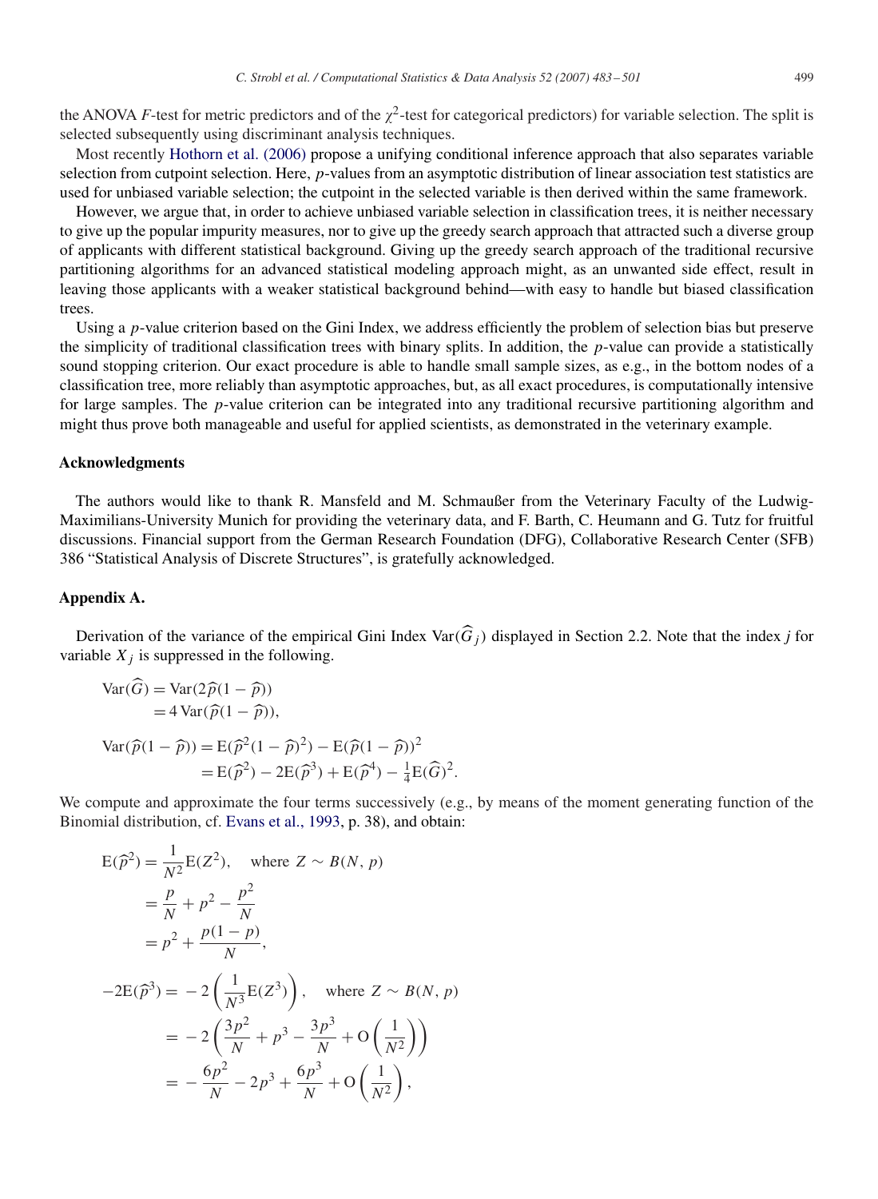the ANOVA $F$-test for metric predictors and of the $\chi^2$-test for categorical predictors) for variable selection. The split is selected subsequently using discriminant analysis techniques.

Most recently Hothorn et al. (2006) propose a unifying conditional inference approach that also separates variable selection from cutpoint selection. Here, $p$-values from an asymptotic distribution of linear association test statistics are used for unbiased variable selection; the cutpoint in the selected variable is then derived within the same framework.

However, we argue that, in order to achieve unbiased variable selection in classification trees, it is neither necessary to give up the popular impurity measures, nor to give up the greedy search approach that attracted such a diverse group of applicants with different statistical background. Giving up the greedy search approach of the traditional recursive partitioning algorithms for an advanced statistical modeling approach might, as an unwanted side effect, result in leaving those applicants with a weaker statistical background behind—with easy to handle but biased classification trees.

Using a $p$-value criterion based on the Gini Index, we address efficiently the problem of selection bias but preserve the simplicity of traditional classification trees with binary splits. In addition, the $p$-value can provide a statistically sound stopping criterion. Our exact procedure is able to handle small sample sizes, as e.g., in the bottom nodes of a classification tree, more reliably than asymptotic approaches, but, as all exact procedures, is computationally intensive for large samples. The $p$-value criterion can be integrated into any traditional recursive partitioning algorithm and might thus prove both manageable and useful for applied scientists, as demonstrated in the veterinary example.

## Acknowledgments

The authors would like to thank R. Mansfeld and M. Schmaußer from the Veterinary Faculty of the Ludwig-Maximilians-University Munich for providing the veterinary data, and F. Barth, C. Heumann and G. Tutz for fruitful discussions. Financial support from the German Research Foundation (DFG), Collaborative Research Center (SFB) 386 "Statistical Analysis of Discrete Structures", is gratefully acknowledged.

## Appendix A.

Derivation of the variance of the empirical Gini Index $\mathrm{Var}(\widehat{G}_j)$ displayed in Section 2.2. Note that the index $j$ for variable $X_j$ is suppressed in the following.

$$
\begin{aligned}
\mathrm{Var}(\widehat{G}) &= \mathrm{Var}(2\widehat{p}(1-\widehat{p})) \\
&= 4\,\mathrm{Var}(\widehat{p}(1-\widehat{p})),
\end{aligned}
$$

$$
\begin{aligned}
\mathrm{Var}(\widehat{p}(1-\widehat{p})) &= \mathrm{E}(\widehat{p}^2(1-\widehat{p})^2) - \mathrm{E}(\widehat{p}(1-\widehat{p}))^2 \\
&= \mathrm{E}(\widehat{p}^2) - 2\mathrm{E}(\widehat{p}^3) + \mathrm{E}(\widehat{p}^4) - \tfrac{1}{4}\mathrm{E}(\widehat{G})^2.
\end{aligned}
$$

We compute and approximate the four terms successively (e.g., by means of the moment generating function of the Binomial distribution, cf. Evans et al., 1993, p. 38), and obtain:

$$
\begin{aligned}
\mathrm{E}(\widehat{p}^2) &= \frac{1}{N^2}\mathrm{E}(Z^2), \quad \text{where } Z \sim B(N, p) \\
&= \frac{p}{N} + p^2 - \frac{p^2}{N} \\
&= p^2 + \frac{p(1-p)}{N},
\end{aligned}
$$

$$
\begin{aligned}
-2\mathrm{E}(\widehat{p}^3) &= -2\left(\frac{1}{N^3}\mathrm{E}(Z^3)\right), \quad \text{where } Z \sim B(N, p) \\
&= -2\left(\frac{3p^2}{N} + p^3 - \frac{3p^3}{N} + \mathrm{O}\left(\frac{1}{N^2}\right)\right) \\
&= -\frac{6p^2}{N} - 2p^3 + \frac{6p^3}{N} + \mathrm{O}\left(\frac{1}{N^2}\right),
\end{aligned}
$$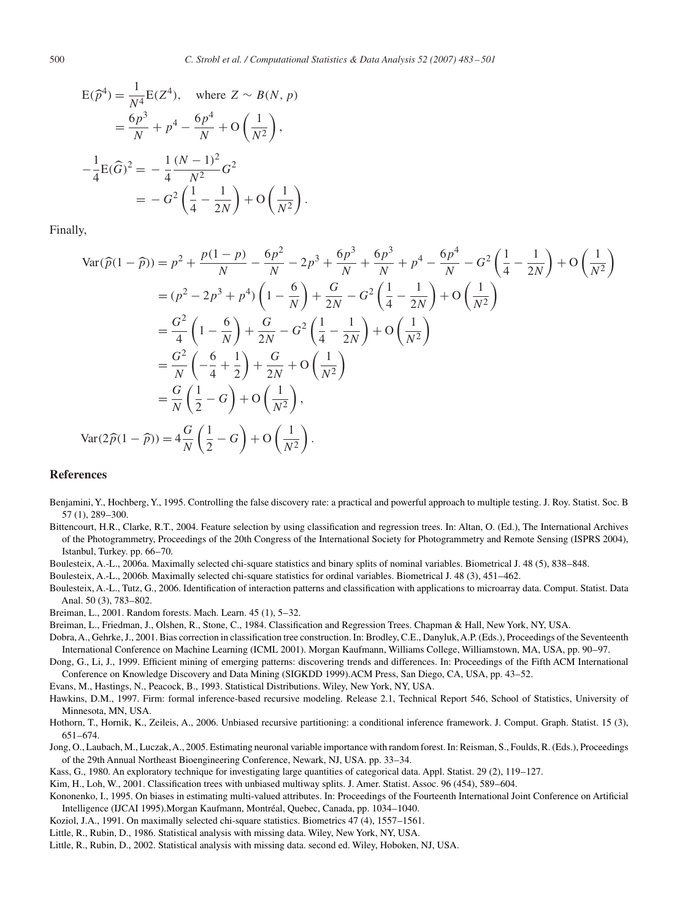$$
\begin{aligned}
\mathrm{E}(\widehat{p}^4) &= \frac{1}{N^4}\mathrm{E}(Z^4), \quad \text{where } Z \sim B(N, p) \\
&= \frac{6p^3}{N} + p^4 - \frac{6p^4}{N} + \mathrm{O}\left(\frac{1}{N^2}\right), \\
-\frac{1}{4}\mathrm{E}(\widehat{G})^2 &= -\frac{1}{4}\frac{(N-1)^2}{N^2}G^2 \\
&= -G^2\left(\frac{1}{4} - \frac{1}{2N}\right) + \mathrm{O}\left(\frac{1}{N^2}\right).
\end{aligned}
$$

Finally,

$$
\begin{aligned}
\mathrm{Var}(\widehat{p}(1-\widehat{p})) &= p^2 + \frac{p(1-p)}{N} - \frac{6p^2}{N} - 2p^3 + \frac{6p^3}{N} + \frac{6p^3}{N} + p^4 - \frac{6p^4}{N} - G^2\left(\frac{1}{4} - \frac{1}{2N}\right) + \mathrm{O}\left(\frac{1}{N^2}\right) \\
&= (p^2 - 2p^3 + p^4)\left(1 - \frac{6}{N}\right) + \frac{G}{2N} - G^2\left(\frac{1}{4} - \frac{1}{2N}\right) + \mathrm{O}\left(\frac{1}{N^2}\right) \\
&= \frac{G^2}{4}\left(1 - \frac{6}{N}\right) + \frac{G}{2N} - G^2\left(\frac{1}{4} - \frac{1}{2N}\right) + \mathrm{O}\left(\frac{1}{N^2}\right) \\
&= \frac{G^2}{N}\left(-\frac{6}{4} + \frac{1}{2}\right) + \frac{G}{2N} + \mathrm{O}\left(\frac{1}{N^2}\right) \\
&= \frac{G}{N}\left(\frac{1}{2} - G\right) + \mathrm{O}\left(\frac{1}{N^2}\right), \\
\mathrm{Var}(2\widehat{p}(1-\widehat{p})) &= 4\frac{G}{N}\left(\frac{1}{2} - G\right) + \mathrm{O}\left(\frac{1}{N^2}\right).
\end{aligned}
$$

## References

Benjamini, Y., Hochberg, Y., 1995. Controlling the false discovery rate: a practical and powerful approach to multiple testing. J. Roy. Statist. Soc. B 57 (1), 289–300.

Bittencourt, H.R., Clarke, R.T., 2004. Feature selection by using classification and regression trees. In: Altan, O. (Ed.), The International Archives of the Photogrammetry, Proceedings of the 20th Congress of the International Society for Photogrammetry and Remote Sensing (ISPRS 2004), Istanbul, Turkey. pp. 66–70.

Boulesteix, A.-L., 2006a. Maximally selected chi-square statistics and binary splits of nominal variables. Biometrical J. 48 (5), 838–848.

Boulesteix, A.-L., 2006b. Maximally selected chi-square statistics for ordinal variables. Biometrical J. 48 (3), 451–462.

Boulesteix, A.-L., Tutz, G., 2006. Identification of interaction patterns and classification with applications to microarray data. Comput. Statist. Data Anal. 50 (3), 783–802.

Breiman, L., 2001. Random forests. Mach. Learn. 45 (1), 5–32.

Breiman, L., Friedman, J., Olshen, R., Stone, C., 1984. Classification and Regression Trees. Chapman & Hall, New York, NY, USA.

Dobra, A., Gehrke, J., 2001. Bias correction in classification tree construction. In: Brodley, C.E., Danyluk, A.P. (Eds.), Proceedings of the Seventeenth International Conference on Machine Learning (ICML 2001). Morgan Kaufmann, Williams College, Williamstown, MA, USA, pp. 90–97.

Dong, G., Li, J., 1999. Efficient mining of emerging patterns: discovering trends and differences. In: Proceedings of the Fifth ACM International Conference on Knowledge Discovery and Data Mining (SIGKDD 1999).ACM Press, San Diego, CA, USA, pp. 43–52.

Evans, M., Hastings, N., Peacock, B., 1993. Statistical Distributions. Wiley, New York, NY, USA.

Hawkins, D.M., 1997. Firm: formal inference-based recursive modeling. Release 2.1, Technical Report 546, School of Statistics, University of Minnesota, MN, USA.

Hothorn, T., Hornik, K., Zeileis, A., 2006. Unbiased recursive partitioning: a conditional inference framework. J. Comput. Graph. Statist. 15 (3), 651–674.

Jong, O., Laubach, M., Luczak, A., 2005. Estimating neuronal variable importance with random forest. In: Reisman, S., Foulds, R. (Eds.), Proceedings of the 29th Annual Northeast Bioengineering Conference, Newark, NJ, USA. pp. 33–34.

Kass, G., 1980. An exploratory technique for investigating large quantities of categorical data. Appl. Statist. 29 (2), 119–127.

Kim, H., Loh, W., 2001. Classification trees with unbiased multiway splits. J. Amer. Statist. Assoc. 96 (454), 589–604.

Kononenko, I., 1995. On biases in estimating multi-valued attributes. In: Proceedings of the Fourteenth International Joint Conference on Artificial Intelligence (IJCAI 1995).Morgan Kaufmann, Montréal, Quebec, Canada, pp. 1034–1040.

Koziol, J.A., 1991. On maximally selected chi-square statistics. Biometrics 47 (4), 1557–1561.

Little, R., Rubin, D., 1986. Statistical analysis with missing data. Wiley, New York, NY, USA.

Little, R., Rubin, D., 2002. Statistical analysis with missing data. second ed. Wiley, Hoboken, NJ, USA.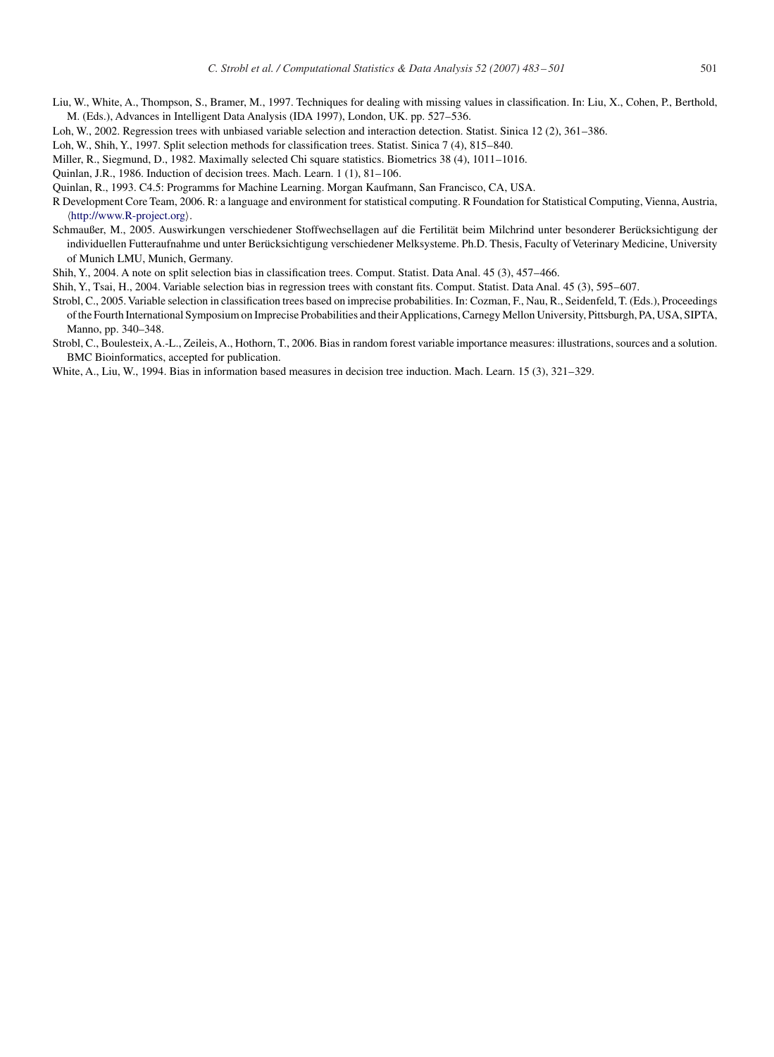Liu, W., White, A., Thompson, S., Bramer, M., 1997. Techniques for dealing with missing values in classification. In: Liu, X., Cohen, P., Berthold, M. (Eds.), Advances in Intelligent Data Analysis (IDA 1997), London, UK. pp. 527–536.

Loh, W., 2002. Regression trees with unbiased variable selection and interaction detection. Statist. Sinica 12 (2), 361–386.

Loh, W., Shih, Y., 1997. Split selection methods for classification trees. Statist. Sinica 7 (4), 815–840.

Miller, R., Siegmund, D., 1982. Maximally selected Chi square statistics. Biometrics 38 (4), 1011–1016.

Quinlan, J.R., 1986. Induction of decision trees. Mach. Learn. 1 (1), 81–106.

Quinlan, R., 1993. C4.5: Programms for Machine Learning. Morgan Kaufmann, San Francisco, CA, USA.

R Development Core Team, 2006. R: a language and environment for statistical computing. R Foundation for Statistical Computing, Vienna, Austria, ⟨http://www.R-project.org⟩.

Schmaußer, M., 2005. Auswirkungen verschiedener Stoffwechsellagen auf die Fertilität beim Milchrind unter besonderer Berücksichtigung der individuellen Futteraufnahme und unter Berücksichtigung verschiedener Melksysteme. Ph.D. Thesis, Faculty of Veterinary Medicine, University of Munich LMU, Munich, Germany.

Shih, Y., 2004. A note on split selection bias in classification trees. Comput. Statist. Data Anal. 45 (3), 457–466.

Shih, Y., Tsai, H., 2004. Variable selection bias in regression trees with constant fits. Comput. Statist. Data Anal. 45 (3), 595–607.

Strobl, C., 2005. Variable selection in classification trees based on imprecise probabilities. In: Cozman, F., Nau, R., Seidenfeld, T. (Eds.), Proceedings of the Fourth International Symposium on Imprecise Probabilities and their Applications, Carnegy Mellon University, Pittsburgh, PA, USA, SIPTA, Manno, pp. 340–348.

Strobl, C., Boulesteix, A.-L., Zeileis, A., Hothorn, T., 2006. Bias in random forest variable importance measures: illustrations, sources and a solution. BMC Bioinformatics, accepted for publication.

White, A., Liu, W., 1994. Bias in information based measures in decision tree induction. Mach. Learn. 15 (3), 321–329.